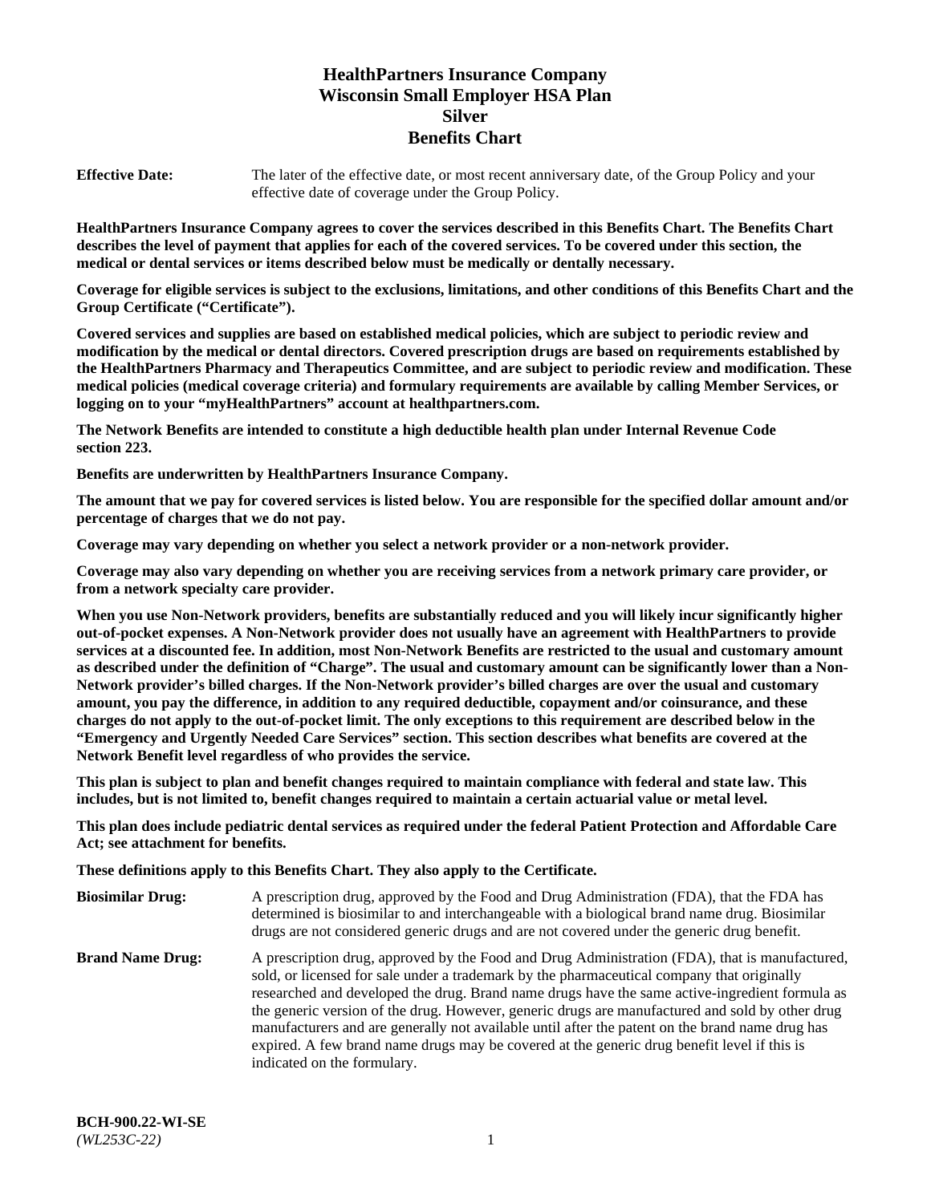# HealthPartners Insurance Company
# Wisconsin Small Employer HSA Plan
# Silver
# Benefits Chart

**Effective Date:** The later of the effective date, or most recent anniversary date, of the Group Policy and your effective date of coverage under the Group Policy.

**HealthPartners Insurance Company agrees to cover the services described in this Benefits Chart. The Benefits Chart describes the level of payment that applies for each of the covered services. To be covered under this section, the medical or dental services or items described below must be medically or dentally necessary.**

**Coverage for eligible services is subject to the exclusions, limitations, and other conditions of this Benefits Chart and the Group Certificate ("Certificate").**

**Covered services and supplies are based on established medical policies, which are subject to periodic review and modification by the medical or dental directors. Covered prescription drugs are based on requirements established by the HealthPartners Pharmacy and Therapeutics Committee, and are subject to periodic review and modification. These medical policies (medical coverage criteria) and formulary requirements are available by calling Member Services, or logging on to your "myHealthPartners" account at healthpartners.com.**

**The Network Benefits are intended to constitute a high deductible health plan under Internal Revenue Code section 223.**

**Benefits are underwritten by HealthPartners Insurance Company.**

**The amount that we pay for covered services is listed below. You are responsible for the specified dollar amount and/or percentage of charges that we do not pay.**

**Coverage may vary depending on whether you select a network provider or a non-network provider.**

**Coverage may also vary depending on whether you are receiving services from a network primary care provider, or from a network specialty care provider.**

**When you use Non-Network providers, benefits are substantially reduced and you will likely incur significantly higher out-of-pocket expenses. A Non-Network provider does not usually have an agreement with HealthPartners to provide services at a discounted fee. In addition, most Non-Network Benefits are restricted to the usual and customary amount as described under the definition of "Charge". The usual and customary amount can be significantly lower than a Non-Network provider's billed charges. If the Non-Network provider's billed charges are over the usual and customary amount, you pay the difference, in addition to any required deductible, copayment and/or coinsurance, and these charges do not apply to the out-of-pocket limit. The only exceptions to this requirement are described below in the "Emergency and Urgently Needed Care Services" section. This section describes what benefits are covered at the Network Benefit level regardless of who provides the service.**

**This plan is subject to plan and benefit changes required to maintain compliance with federal and state law. This includes, but is not limited to, benefit changes required to maintain a certain actuarial value or metal level.**

**This plan does include pediatric dental services as required under the federal Patient Protection and Affordable Care Act; see attachment for benefits.**

**These definitions apply to this Benefits Chart. They also apply to the Certificate.**

**Biosimilar Drug:** A prescription drug, approved by the Food and Drug Administration (FDA), that the FDA has determined is biosimilar to and interchangeable with a biological brand name drug. Biosimilar drugs are not considered generic drugs and are not covered under the generic drug benefit.

**Brand Name Drug:** A prescription drug, approved by the Food and Drug Administration (FDA), that is manufactured, sold, or licensed for sale under a trademark by the pharmaceutical company that originally researched and developed the drug. Brand name drugs have the same active-ingredient formula as the generic version of the drug. However, generic drugs are manufactured and sold by other drug manufacturers and are generally not available until after the patent on the brand name drug has expired. A few brand name drugs may be covered at the generic drug benefit level if this is indicated on the formulary.

**BCH-900.22-WI-SE**
*(WL253C-22)*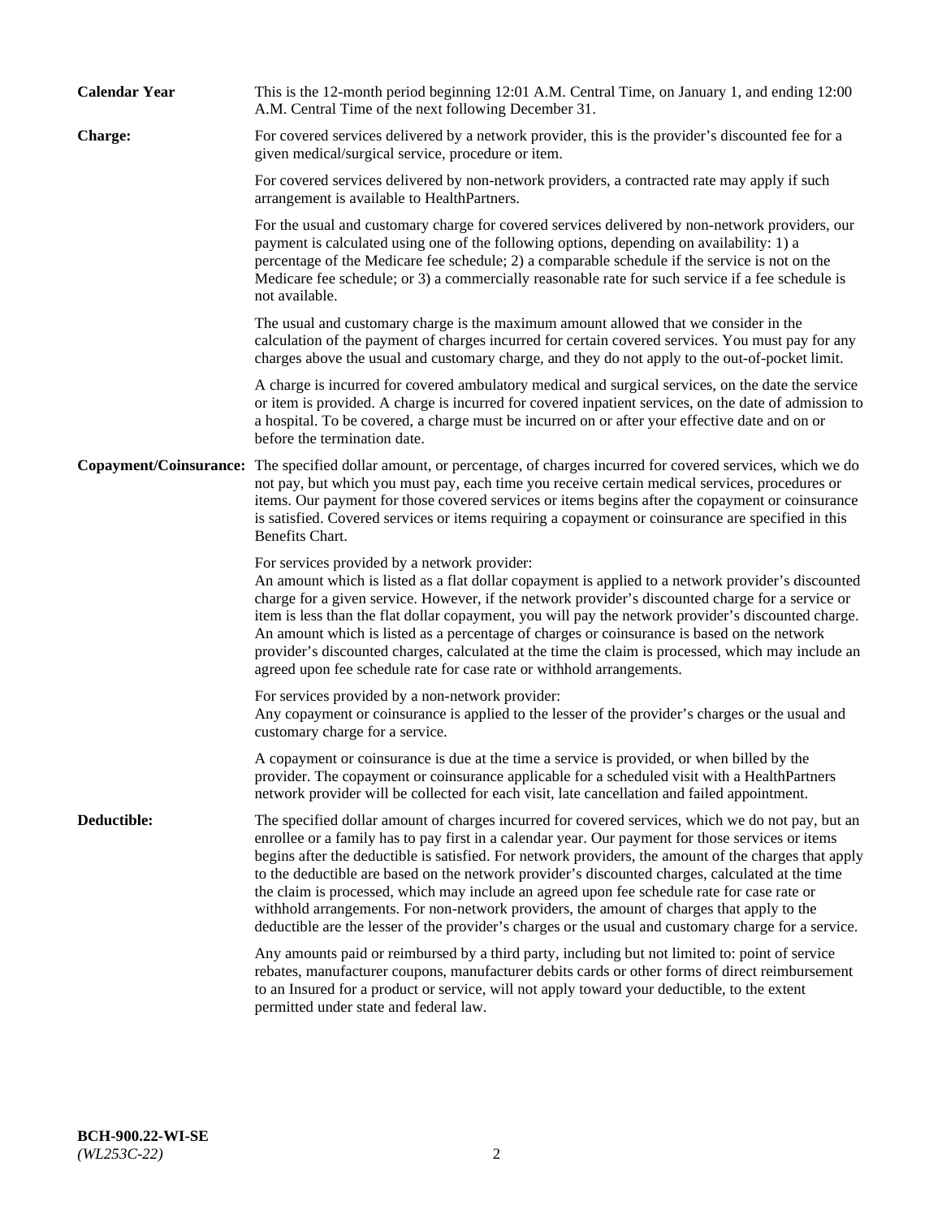**Calendar Year** This is the 12-month period beginning 12:01 A.M. Central Time, on January 1, and ending 12:00 A.M. Central Time of the next following December 31.

**Charge:** For covered services delivered by a network provider, this is the provider's discounted fee for a given medical/surgical service, procedure or item.

For covered services delivered by non-network providers, a contracted rate may apply if such arrangement is available to HealthPartners.

For the usual and customary charge for covered services delivered by non-network providers, our payment is calculated using one of the following options, depending on availability: 1) a percentage of the Medicare fee schedule; 2) a comparable schedule if the service is not on the Medicare fee schedule; or 3) a commercially reasonable rate for such service if a fee schedule is not available.

The usual and customary charge is the maximum amount allowed that we consider in the calculation of the payment of charges incurred for certain covered services. You must pay for any charges above the usual and customary charge, and they do not apply to the out-of-pocket limit.

A charge is incurred for covered ambulatory medical and surgical services, on the date the service or item is provided. A charge is incurred for covered inpatient services, on the date of admission to a hospital. To be covered, a charge must be incurred on or after your effective date and on or before the termination date.

**Copayment/Coinsurance:** The specified dollar amount, or percentage, of charges incurred for covered services, which we do not pay, but which you must pay, each time you receive certain medical services, procedures or items. Our payment for those covered services or items begins after the copayment or coinsurance is satisfied. Covered services or items requiring a copayment or coinsurance are specified in this Benefits Chart.

For services provided by a network provider:
An amount which is listed as a flat dollar copayment is applied to a network provider's discounted charge for a given service. However, if the network provider's discounted charge for a service or item is less than the flat dollar copayment, you will pay the network provider's discounted charge. An amount which is listed as a percentage of charges or coinsurance is based on the network provider's discounted charges, calculated at the time the claim is processed, which may include an agreed upon fee schedule rate for case rate or withhold arrangements.

For services provided by a non-network provider:
Any copayment or coinsurance is applied to the lesser of the provider's charges or the usual and customary charge for a service.

A copayment or coinsurance is due at the time a service is provided, or when billed by the provider. The copayment or coinsurance applicable for a scheduled visit with a HealthPartners network provider will be collected for each visit, late cancellation and failed appointment.

**Deductible:** The specified dollar amount of charges incurred for covered services, which we do not pay, but an enrollee or a family has to pay first in a calendar year. Our payment for those services or items begins after the deductible is satisfied. For network providers, the amount of the charges that apply to the deductible are based on the network provider's discounted charges, calculated at the time the claim is processed, which may include an agreed upon fee schedule rate for case rate or withhold arrangements. For non-network providers, the amount of charges that apply to the deductible are the lesser of the provider's charges or the usual and customary charge for a service.

Any amounts paid or reimbursed by a third party, including but not limited to: point of service rebates, manufacturer coupons, manufacturer debits cards or other forms of direct reimbursement to an Insured for a product or service, will not apply toward your deductible, to the extent permitted under state and federal law.

**BCH-900.22-WI-SE**
*(WL253C-22)*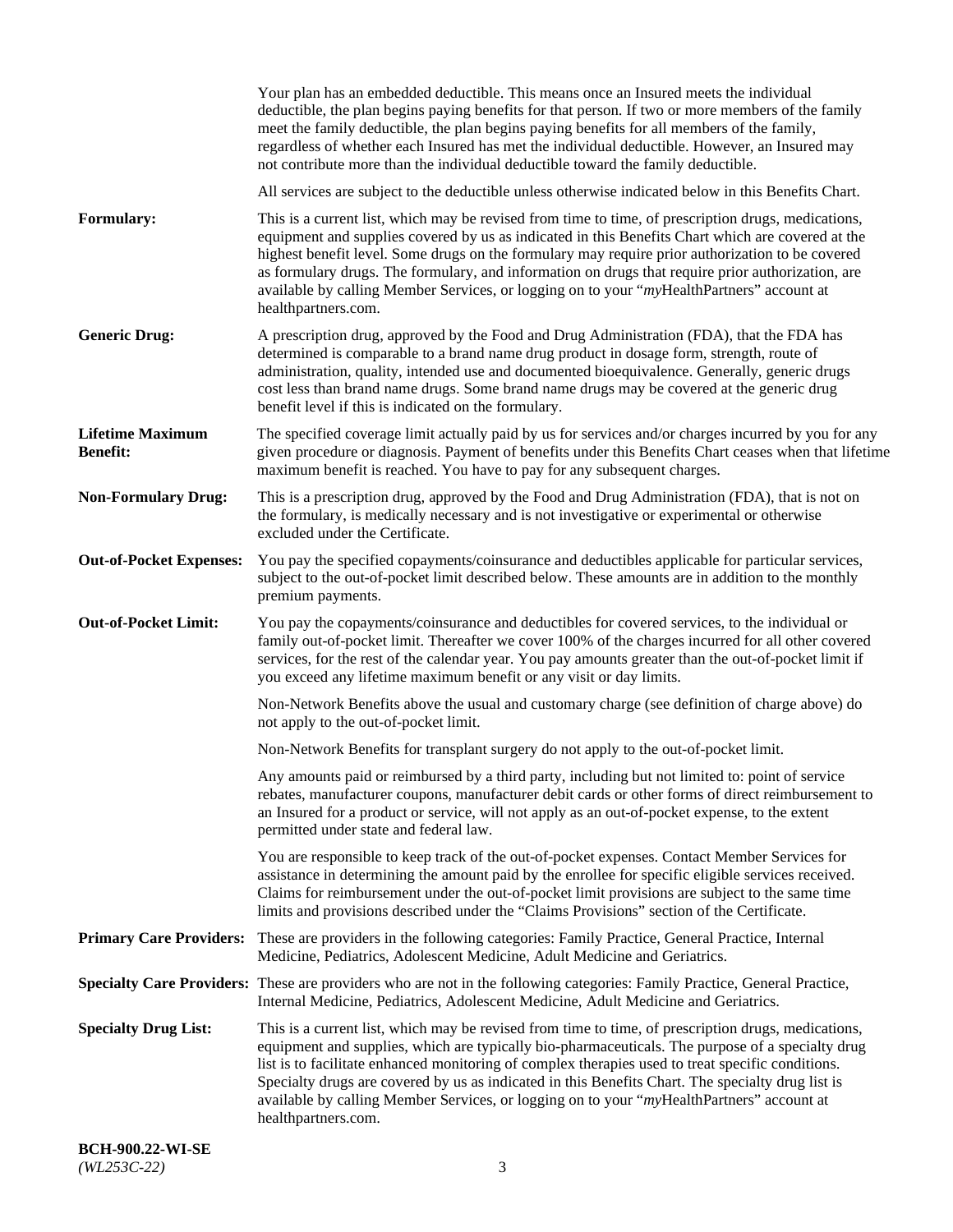Your plan has an embedded deductible. This means once an Insured meets the individual deductible, the plan begins paying benefits for that person. If two or more members of the family meet the family deductible, the plan begins paying benefits for all members of the family, regardless of whether each Insured has met the individual deductible. However, an Insured may not contribute more than the individual deductible toward the family deductible.

All services are subject to the deductible unless otherwise indicated below in this Benefits Chart.

**Formulary:** This is a current list, which may be revised from time to time, of prescription drugs, medications, equipment and supplies covered by us as indicated in this Benefits Chart which are covered at the highest benefit level. Some drugs on the formulary may require prior authorization to be covered as formulary drugs. The formulary, and information on drugs that require prior authorization, are available by calling Member Services, or logging on to your "*my*HealthPartners" account at healthpartners.com.

**Generic Drug:** A prescription drug, approved by the Food and Drug Administration (FDA), that the FDA has determined is comparable to a brand name drug product in dosage form, strength, route of administration, quality, intended use and documented bioequivalence. Generally, generic drugs cost less than brand name drugs. Some brand name drugs may be covered at the generic drug benefit level if this is indicated on the formulary.

**Lifetime Maximum Benefit:** The specified coverage limit actually paid by us for services and/or charges incurred by you for any given procedure or diagnosis. Payment of benefits under this Benefits Chart ceases when that lifetime maximum benefit is reached. You have to pay for any subsequent charges.

**Non-Formulary Drug:** This is a prescription drug, approved by the Food and Drug Administration (FDA), that is not on the formulary, is medically necessary and is not investigative or experimental or otherwise excluded under the Certificate.

**Out-of-Pocket Expenses:** You pay the specified copayments/coinsurance and deductibles applicable for particular services, subject to the out-of-pocket limit described below. These amounts are in addition to the monthly premium payments.

**Out-of-Pocket Limit:** You pay the copayments/coinsurance and deductibles for covered services, to the individual or family out-of-pocket limit. Thereafter we cover 100% of the charges incurred for all other covered services, for the rest of the calendar year. You pay amounts greater than the out-of-pocket limit if you exceed any lifetime maximum benefit or any visit or day limits.

Non-Network Benefits above the usual and customary charge (see definition of charge above) do not apply to the out-of-pocket limit.

Non-Network Benefits for transplant surgery do not apply to the out-of-pocket limit.

Any amounts paid or reimbursed by a third party, including but not limited to: point of service rebates, manufacturer coupons, manufacturer debit cards or other forms of direct reimbursement to an Insured for a product or service, will not apply as an out-of-pocket expense, to the extent permitted under state and federal law.

You are responsible to keep track of the out-of-pocket expenses. Contact Member Services for assistance in determining the amount paid by the enrollee for specific eligible services received. Claims for reimbursement under the out-of-pocket limit provisions are subject to the same time limits and provisions described under the "Claims Provisions" section of the Certificate.

**Primary Care Providers:** These are providers in the following categories: Family Practice, General Practice, Internal Medicine, Pediatrics, Adolescent Medicine, Adult Medicine and Geriatrics.

**Specialty Care Providers:** These are providers who are not in the following categories: Family Practice, General Practice, Internal Medicine, Pediatrics, Adolescent Medicine, Adult Medicine and Geriatrics.

**Specialty Drug List:** This is a current list, which may be revised from time to time, of prescription drugs, medications, equipment and supplies, which are typically bio-pharmaceuticals. The purpose of a specialty drug list is to facilitate enhanced monitoring of complex therapies used to treat specific conditions. Specialty drugs are covered by us as indicated in this Benefits Chart. The specialty drug list is available by calling Member Services, or logging on to your "*my*HealthPartners" account at healthpartners.com.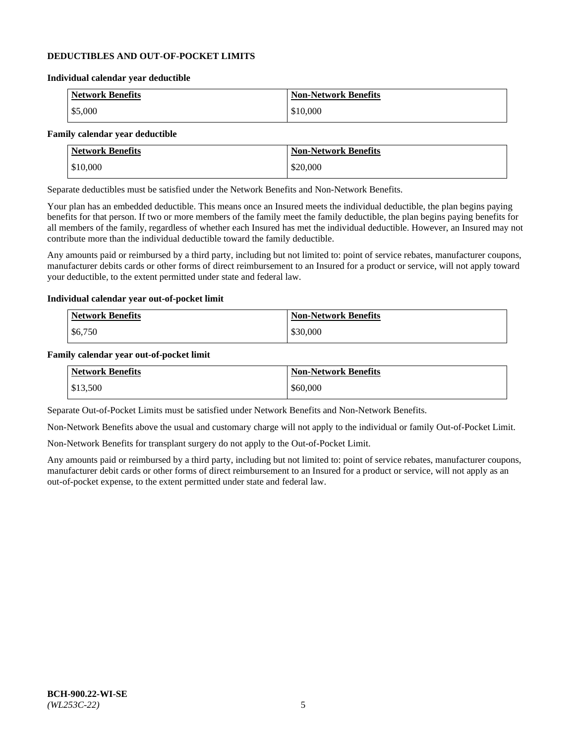## DEDUCTIBLES AND OUT-OF-POCKET LIMITS

**Individual calendar year deductible**

| Network Benefits | Non-Network Benefits |
|---|---|
| $5,000 | $10,000 |

**Family calendar year deductible**

| Network Benefits | Non-Network Benefits |
|---|---|
| $10,000 | $20,000 |

Separate deductibles must be satisfied under the Network Benefits and Non-Network Benefits.

Your plan has an embedded deductible. This means once an Insured meets the individual deductible, the plan begins paying benefits for that person. If two or more members of the family meet the family deductible, the plan begins paying benefits for all members of the family, regardless of whether each Insured has met the individual deductible. However, an Insured may not contribute more than the individual deductible toward the family deductible.

Any amounts paid or reimbursed by a third party, including but not limited to: point of service rebates, manufacturer coupons, manufacturer debits cards or other forms of direct reimbursement to an Insured for a product or service, will not apply toward your deductible, to the extent permitted under state and federal law.

**Individual calendar year out-of-pocket limit**

| Network Benefits | Non-Network Benefits |
|---|---|
| $6,750 | $30,000 |

**Family calendar year out-of-pocket limit**

| Network Benefits | Non-Network Benefits |
|---|---|
| $13,500 | $60,000 |

Separate Out-of-Pocket Limits must be satisfied under Network Benefits and Non-Network Benefits.

Non-Network Benefits above the usual and customary charge will not apply to the individual or family Out-of-Pocket Limit.

Non-Network Benefits for transplant surgery do not apply to the Out-of-Pocket Limit.

Any amounts paid or reimbursed by a third party, including but not limited to: point of service rebates, manufacturer coupons, manufacturer debit cards or other forms of direct reimbursement to an Insured for a product or service, will not apply as an out-of-pocket expense, to the extent permitted under state and federal law.

**BCH-900.22-WI-SE**
*(WL253C-22)*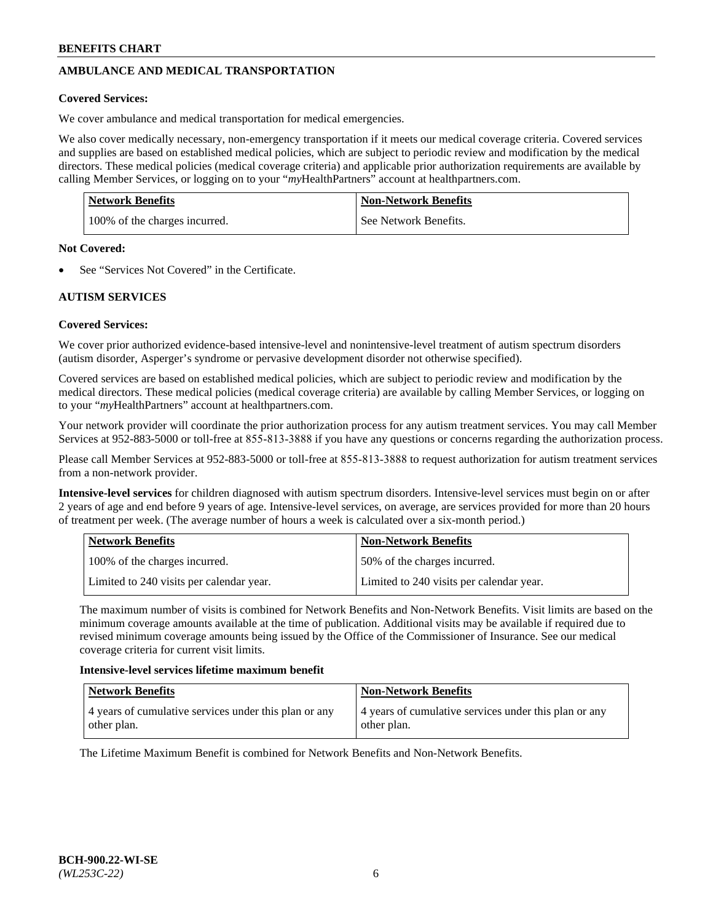## AMBULANCE AND MEDICAL TRANSPORTATION

**Covered Services:**

We cover ambulance and medical transportation for medical emergencies.

We also cover medically necessary, non-emergency transportation if it meets our medical coverage criteria. Covered services and supplies are based on established medical policies, which are subject to periodic review and modification by the medical directors. These medical policies (medical coverage criteria) and applicable prior authorization requirements are available by calling Member Services, or logging on to your "*my*HealthPartners" account at healthpartners.com.

| Network Benefits | Non-Network Benefits |
|---|---|
| 100% of the charges incurred. | See Network Benefits. |

**Not Covered:**

- See "Services Not Covered" in the Certificate.

## AUTISM SERVICES

**Covered Services:**

We cover prior authorized evidence-based intensive-level and nonintensive-level treatment of autism spectrum disorders (autism disorder, Asperger's syndrome or pervasive development disorder not otherwise specified).

Covered services are based on established medical policies, which are subject to periodic review and modification by the medical directors. These medical policies (medical coverage criteria) are available by calling Member Services, or logging on to your "*my*HealthPartners" account at healthpartners.com.

Your network provider will coordinate the prior authorization process for any autism treatment services. You may call Member Services at 952-883-5000 or toll-free at 855-813-3888 if you have any questions or concerns regarding the authorization process.

Please call Member Services at 952-883-5000 or toll-free at 855-813-3888 to request authorization for autism treatment services from a non-network provider.

**Intensive-level services** for children diagnosed with autism spectrum disorders. Intensive-level services must begin on or after 2 years of age and end before 9 years of age. Intensive-level services, on average, are services provided for more than 20 hours of treatment per week. (The average number of hours a week is calculated over a six-month period.)

| Network Benefits | Non-Network Benefits |
|---|---|
| 100% of the charges incurred. | 50% of the charges incurred. |
| Limited to 240 visits per calendar year. | Limited to 240 visits per calendar year. |

The maximum number of visits is combined for Network Benefits and Non-Network Benefits. Visit limits are based on the minimum coverage amounts available at the time of publication. Additional visits may be available if required due to revised minimum coverage amounts being issued by the Office of the Commissioner of Insurance. See our medical coverage criteria for current visit limits.

**Intensive-level services lifetime maximum benefit**

| Network Benefits | Non-Network Benefits |
|---|---|
| 4 years of cumulative services under this plan or any other plan. | 4 years of cumulative services under this plan or any other plan. |

The Lifetime Maximum Benefit is combined for Network Benefits and Non-Network Benefits.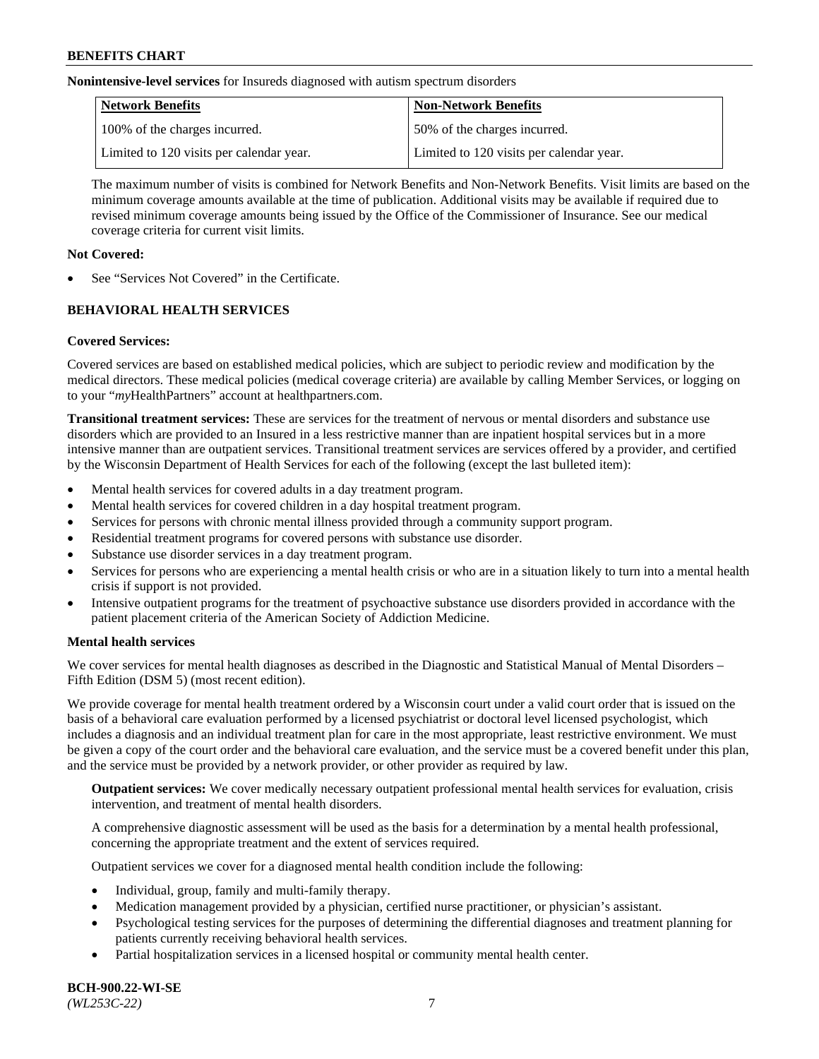**Nonintensive-level services** for Insureds diagnosed with autism spectrum disorders

| Network Benefits | Non-Network Benefits |
|---|---|
| 100% of the charges incurred. | 50% of the charges incurred. |
| Limited to 120 visits per calendar year. | Limited to 120 visits per calendar year. |

The maximum number of visits is combined for Network Benefits and Non-Network Benefits. Visit limits are based on the minimum coverage amounts available at the time of publication. Additional visits may be available if required due to revised minimum coverage amounts being issued by the Office of the Commissioner of Insurance. See our medical coverage criteria for current visit limits.

**Not Covered:**

- See "Services Not Covered" in the Certificate.

## BEHAVIORAL HEALTH SERVICES

**Covered Services:**

Covered services are based on established medical policies, which are subject to periodic review and modification by the medical directors. These medical policies (medical coverage criteria) are available by calling Member Services, or logging on to your "*my*HealthPartners" account at healthpartners.com.

**Transitional treatment services:** These are services for the treatment of nervous or mental disorders and substance use disorders which are provided to an Insured in a less restrictive manner than are inpatient hospital services but in a more intensive manner than are outpatient services. Transitional treatment services are services offered by a provider, and certified by the Wisconsin Department of Health Services for each of the following (except the last bulleted item):

- Mental health services for covered adults in a day treatment program.
- Mental health services for covered children in a day hospital treatment program.
- Services for persons with chronic mental illness provided through a community support program.
- Residential treatment programs for covered persons with substance use disorder.
- Substance use disorder services in a day treatment program.
- Services for persons who are experiencing a mental health crisis or who are in a situation likely to turn into a mental health crisis if support is not provided.
- Intensive outpatient programs for the treatment of psychoactive substance use disorders provided in accordance with the patient placement criteria of the American Society of Addiction Medicine.

**Mental health services**

We cover services for mental health diagnoses as described in the Diagnostic and Statistical Manual of Mental Disorders – Fifth Edition (DSM 5) (most recent edition).

We provide coverage for mental health treatment ordered by a Wisconsin court under a valid court order that is issued on the basis of a behavioral care evaluation performed by a licensed psychiatrist or doctoral level licensed psychologist, which includes a diagnosis and an individual treatment plan for care in the most appropriate, least restrictive environment. We must be given a copy of the court order and the behavioral care evaluation, and the service must be a covered benefit under this plan, and the service must be provided by a network provider, or other provider as required by law.

**Outpatient services:** We cover medically necessary outpatient professional mental health services for evaluation, crisis intervention, and treatment of mental health disorders.

A comprehensive diagnostic assessment will be used as the basis for a determination by a mental health professional, concerning the appropriate treatment and the extent of services required.

Outpatient services we cover for a diagnosed mental health condition include the following:

- Individual, group, family and multi-family therapy.
- Medication management provided by a physician, certified nurse practitioner, or physician's assistant.
- Psychological testing services for the purposes of determining the differential diagnoses and treatment planning for patients currently receiving behavioral health services.
- Partial hospitalization services in a licensed hospital or community mental health center.

**BCH-900.22-WI-SE**
*(WL253C-22)*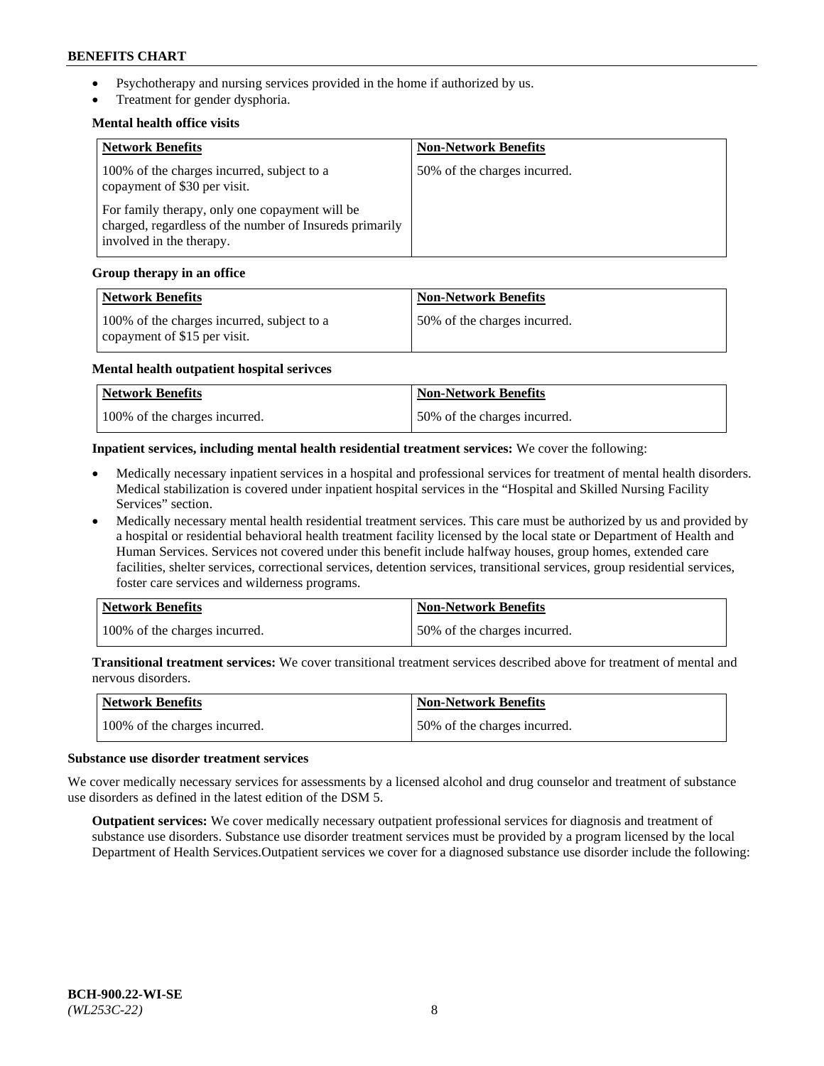- Psychotherapy and nursing services provided in the home if authorized by us.
- Treatment for gender dysphoria.

**Mental health office visits**

| Network Benefits | Non-Network Benefits |
|---|---|
| 100% of the charges incurred, subject to a copayment of $30 per visit.<br><br>For family therapy, only one copayment will be charged, regardless of the number of Insureds primarily involved in the therapy. | 50% of the charges incurred. |

**Group therapy in an office**

| Network Benefits | Non-Network Benefits |
|---|---|
| 100% of the charges incurred, subject to a copayment of $15 per visit. | 50% of the charges incurred. |

**Mental health outpatient hospital serivces**

| Network Benefits | Non-Network Benefits |
|---|---|
| 100% of the charges incurred. | 50% of the charges incurred. |

**Inpatient services, including mental health residential treatment services:** We cover the following:

- Medically necessary inpatient services in a hospital and professional services for treatment of mental health disorders. Medical stabilization is covered under inpatient hospital services in the "Hospital and Skilled Nursing Facility Services" section.
- Medically necessary mental health residential treatment services. This care must be authorized by us and provided by a hospital or residential behavioral health treatment facility licensed by the local state or Department of Health and Human Services. Services not covered under this benefit include halfway houses, group homes, extended care facilities, shelter services, correctional services, detention services, transitional services, group residential services, foster care services and wilderness programs.

| Network Benefits | Non-Network Benefits |
|---|---|
| 100% of the charges incurred. | 50% of the charges incurred. |

**Transitional treatment services:** We cover transitional treatment services described above for treatment of mental and nervous disorders.

| Network Benefits | Non-Network Benefits |
|---|---|
| 100% of the charges incurred. | 50% of the charges incurred. |

**Substance use disorder treatment services**

We cover medically necessary services for assessments by a licensed alcohol and drug counselor and treatment of substance use disorders as defined in the latest edition of the DSM 5.

**Outpatient services:** We cover medically necessary outpatient professional services for diagnosis and treatment of substance use disorders. Substance use disorder treatment services must be provided by a program licensed by the local Department of Health Services.Outpatient services we cover for a diagnosed substance use disorder include the following: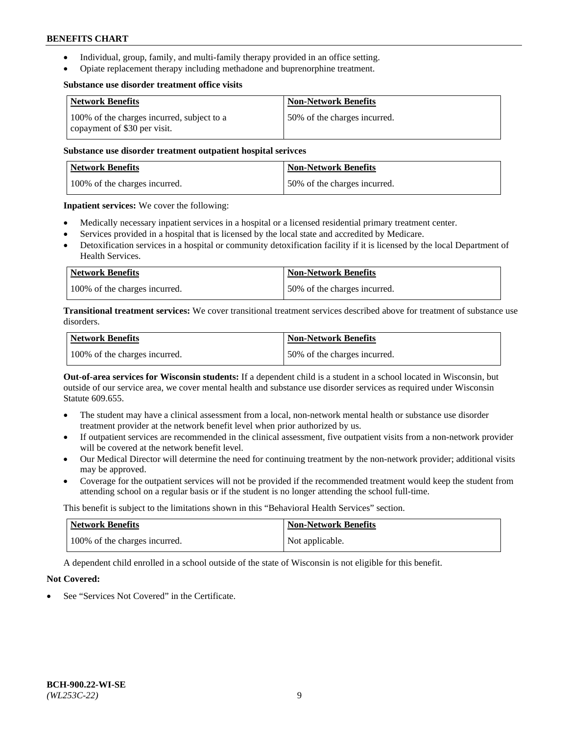- Individual, group, family, and multi-family therapy provided in an office setting.
- Opiate replacement therapy including methadone and buprenorphine treatment.

**Substance use disorder treatment office visits**

| Network Benefits | Non-Network Benefits |
|---|---|
| 100% of the charges incurred, subject to a copayment of $30 per visit. | 50% of the charges incurred. |

**Substance use disorder treatment outpatient hospital serivces**

| Network Benefits | Non-Network Benefits |
|---|---|
| 100% of the charges incurred. | 50% of the charges incurred. |

**Inpatient services:** We cover the following:

- Medically necessary inpatient services in a hospital or a licensed residential primary treatment center.
- Services provided in a hospital that is licensed by the local state and accredited by Medicare.
- Detoxification services in a hospital or community detoxification facility if it is licensed by the local Department of Health Services.

| Network Benefits | Non-Network Benefits |
|---|---|
| 100% of the charges incurred. | 50% of the charges incurred. |

**Transitional treatment services:** We cover transitional treatment services described above for treatment of substance use disorders.

| Network Benefits | Non-Network Benefits |
|---|---|
| 100% of the charges incurred. | 50% of the charges incurred. |

**Out-of-area services for Wisconsin students:** If a dependent child is a student in a school located in Wisconsin, but outside of our service area, we cover mental health and substance use disorder services as required under Wisconsin Statute 609.655.

- The student may have a clinical assessment from a local, non-network mental health or substance use disorder treatment provider at the network benefit level when prior authorized by us.
- If outpatient services are recommended in the clinical assessment, five outpatient visits from a non-network provider will be covered at the network benefit level.
- Our Medical Director will determine the need for continuing treatment by the non-network provider; additional visits may be approved.
- Coverage for the outpatient services will not be provided if the recommended treatment would keep the student from attending school on a regular basis or if the student is no longer attending the school full-time.

This benefit is subject to the limitations shown in this "Behavioral Health Services" section.

| Network Benefits | Non-Network Benefits |
|---|---|
| 100% of the charges incurred. | Not applicable. |

A dependent child enrolled in a school outside of the state of Wisconsin is not eligible for this benefit.

**Not Covered:**

- See "Services Not Covered" in the Certificate.

**BCH-900.22-WI-SE**
*(WL253C-22)*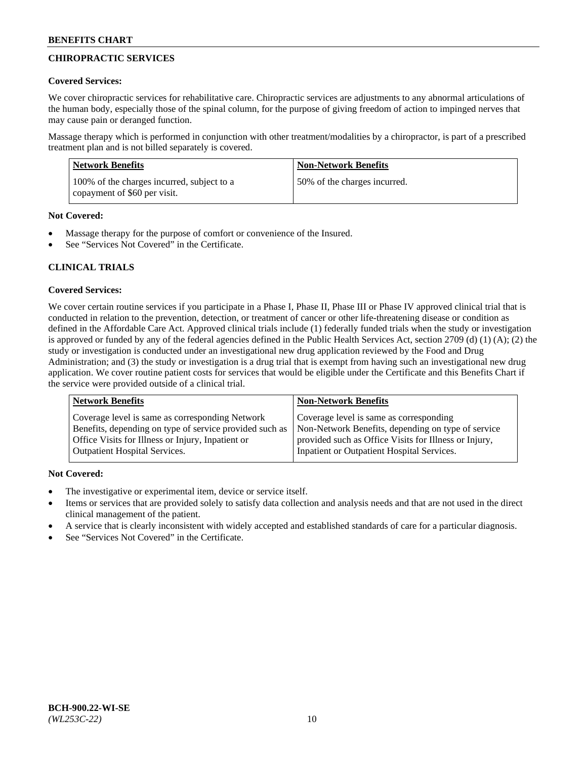## CHIROPRACTIC SERVICES

**Covered Services:**

We cover chiropractic services for rehabilitative care. Chiropractic services are adjustments to any abnormal articulations of the human body, especially those of the spinal column, for the purpose of giving freedom of action to impinged nerves that may cause pain or deranged function.

Massage therapy which is performed in conjunction with other treatment/modalities by a chiropractor, is part of a prescribed treatment plan and is not billed separately is covered.

| Network Benefits | Non-Network Benefits |
| --- | --- |
| 100% of the charges incurred, subject to a copayment of $60 per visit. | 50% of the charges incurred. |

**Not Covered:**

- Massage therapy for the purpose of comfort or convenience of the Insured.
- See "Services Not Covered" in the Certificate.

## CLINICAL TRIALS

**Covered Services:**

We cover certain routine services if you participate in a Phase I, Phase II, Phase III or Phase IV approved clinical trial that is conducted in relation to the prevention, detection, or treatment of cancer or other life-threatening disease or condition as defined in the Affordable Care Act. Approved clinical trials include (1) federally funded trials when the study or investigation is approved or funded by any of the federal agencies defined in the Public Health Services Act, section 2709 (d) (1) (A); (2) the study or investigation is conducted under an investigational new drug application reviewed by the Food and Drug Administration; and (3) the study or investigation is a drug trial that is exempt from having such an investigational new drug application. We cover routine patient costs for services that would be eligible under the Certificate and this Benefits Chart if the service were provided outside of a clinical trial.

| Network Benefits | Non-Network Benefits |
| --- | --- |
| Coverage level is same as corresponding Network Benefits, depending on type of service provided such as Office Visits for Illness or Injury, Inpatient or Outpatient Hospital Services. | Coverage level is same as corresponding Non-Network Benefits, depending on type of service provided such as Office Visits for Illness or Injury, Inpatient or Outpatient Hospital Services. |

**Not Covered:**

- The investigative or experimental item, device or service itself.
- Items or services that are provided solely to satisfy data collection and analysis needs and that are not used in the direct clinical management of the patient.
- A service that is clearly inconsistent with widely accepted and established standards of care for a particular diagnosis.
- See "Services Not Covered" in the Certificate.

**BCH-900.22-WI-SE**
*(WL253C-22)*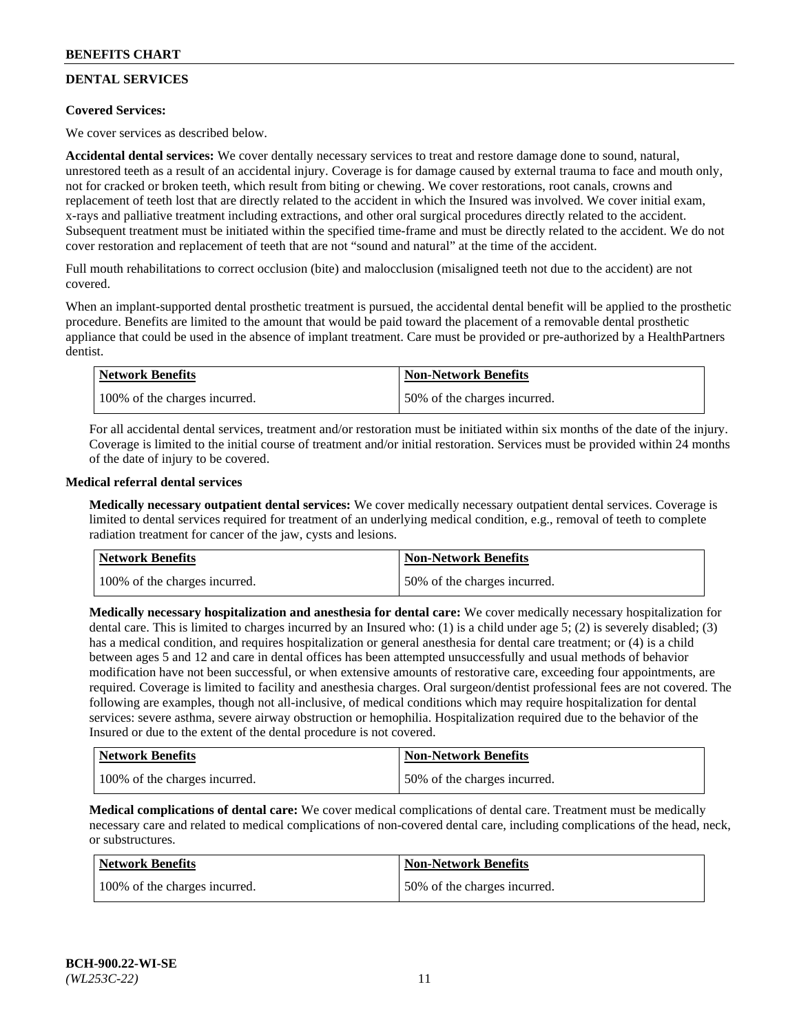## DENTAL SERVICES

**Covered Services:**

We cover services as described below.

**Accidental dental services:** We cover dentally necessary services to treat and restore damage done to sound, natural, unrestored teeth as a result of an accidental injury. Coverage is for damage caused by external trauma to face and mouth only, not for cracked or broken teeth, which result from biting or chewing. We cover restorations, root canals, crowns and replacement of teeth lost that are directly related to the accident in which the Insured was involved. We cover initial exam, x-rays and palliative treatment including extractions, and other oral surgical procedures directly related to the accident. Subsequent treatment must be initiated within the specified time-frame and must be directly related to the accident. We do not cover restoration and replacement of teeth that are not "sound and natural" at the time of the accident.

Full mouth rehabilitations to correct occlusion (bite) and malocclusion (misaligned teeth not due to the accident) are not covered.

When an implant-supported dental prosthetic treatment is pursued, the accidental dental benefit will be applied to the prosthetic procedure. Benefits are limited to the amount that would be paid toward the placement of a removable dental prosthetic appliance that could be used in the absence of implant treatment. Care must be provided or pre-authorized by a HealthPartners dentist.

| Network Benefits | Non-Network Benefits |
| --- | --- |
| 100% of the charges incurred. | 50% of the charges incurred. |

For all accidental dental services, treatment and/or restoration must be initiated within six months of the date of the injury. Coverage is limited to the initial course of treatment and/or initial restoration. Services must be provided within 24 months of the date of injury to be covered.

**Medical referral dental services**

**Medically necessary outpatient dental services:** We cover medically necessary outpatient dental services. Coverage is limited to dental services required for treatment of an underlying medical condition, e.g., removal of teeth to complete radiation treatment for cancer of the jaw, cysts and lesions.

| Network Benefits | Non-Network Benefits |
| --- | --- |
| 100% of the charges incurred. | 50% of the charges incurred. |

**Medically necessary hospitalization and anesthesia for dental care:** We cover medically necessary hospitalization for dental care. This is limited to charges incurred by an Insured who: (1) is a child under age 5; (2) is severely disabled; (3) has a medical condition, and requires hospitalization or general anesthesia for dental care treatment; or (4) is a child between ages 5 and 12 and care in dental offices has been attempted unsuccessfully and usual methods of behavior modification have not been successful, or when extensive amounts of restorative care, exceeding four appointments, are required. Coverage is limited to facility and anesthesia charges. Oral surgeon/dentist professional fees are not covered. The following are examples, though not all-inclusive, of medical conditions which may require hospitalization for dental services: severe asthma, severe airway obstruction or hemophilia. Hospitalization required due to the behavior of the Insured or due to the extent of the dental procedure is not covered.

| Network Benefits | Non-Network Benefits |
| --- | --- |
| 100% of the charges incurred. | 50% of the charges incurred. |

**Medical complications of dental care:** We cover medical complications of dental care. Treatment must be medically necessary care and related to medical complications of non-covered dental care, including complications of the head, neck, or substructures.

| Network Benefits | Non-Network Benefits |
| --- | --- |
| 100% of the charges incurred. | 50% of the charges incurred. |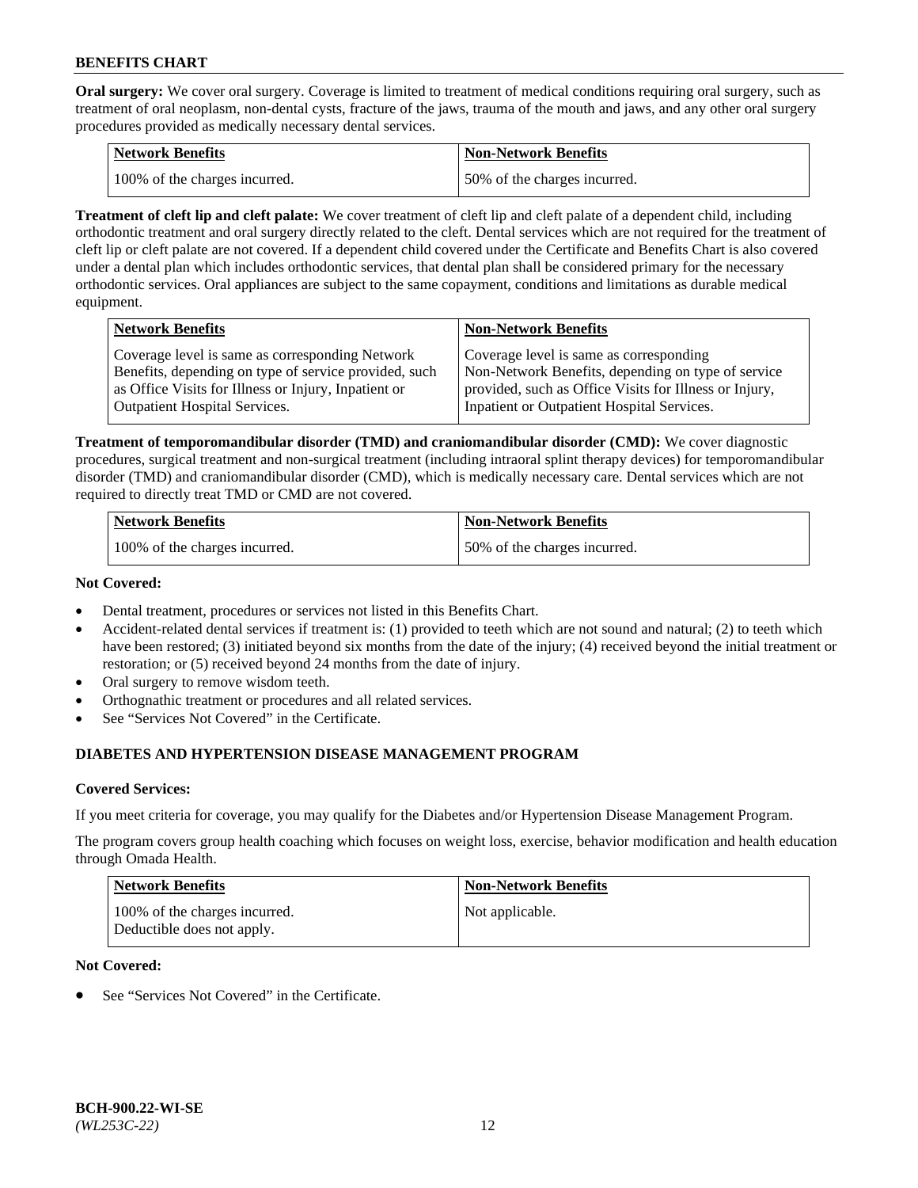**Oral surgery:** We cover oral surgery. Coverage is limited to treatment of medical conditions requiring oral surgery, such as treatment of oral neoplasm, non-dental cysts, fracture of the jaws, trauma of the mouth and jaws, and any other oral surgery procedures provided as medically necessary dental services.

| Network Benefits | Non-Network Benefits |
|---|---|
| 100% of the charges incurred. | 50% of the charges incurred. |

**Treatment of cleft lip and cleft palate:** We cover treatment of cleft lip and cleft palate of a dependent child, including orthodontic treatment and oral surgery directly related to the cleft. Dental services which are not required for the treatment of cleft lip or cleft palate are not covered. If a dependent child covered under the Certificate and Benefits Chart is also covered under a dental plan which includes orthodontic services, that dental plan shall be considered primary for the necessary orthodontic services. Oral appliances are subject to the same copayment, conditions and limitations as durable medical equipment.

| Network Benefits | Non-Network Benefits |
|---|---|
| Coverage level is same as corresponding Network Benefits, depending on type of service provided, such as Office Visits for Illness or Injury, Inpatient or Outpatient Hospital Services. | Coverage level is same as corresponding Non-Network Benefits, depending on type of service provided, such as Office Visits for Illness or Injury, Inpatient or Outpatient Hospital Services. |

**Treatment of temporomandibular disorder (TMD) and craniomandibular disorder (CMD):** We cover diagnostic procedures, surgical treatment and non-surgical treatment (including intraoral splint therapy devices) for temporomandibular disorder (TMD) and craniomandibular disorder (CMD), which is medically necessary care. Dental services which are not required to directly treat TMD or CMD are not covered.

| Network Benefits | Non-Network Benefits |
|---|---|
| 100% of the charges incurred. | 50% of the charges incurred. |

**Not Covered:**

- Dental treatment, procedures or services not listed in this Benefits Chart.
- Accident-related dental services if treatment is: (1) provided to teeth which are not sound and natural; (2) to teeth which have been restored; (3) initiated beyond six months from the date of the injury; (4) received beyond the initial treatment or restoration; or (5) received beyond 24 months from the date of injury.
- Oral surgery to remove wisdom teeth.
- Orthognathic treatment or procedures and all related services.
- See "Services Not Covered" in the Certificate.

## DIABETES AND HYPERTENSION DISEASE MANAGEMENT PROGRAM

**Covered Services:**

If you meet criteria for coverage, you may qualify for the Diabetes and/or Hypertension Disease Management Program.

The program covers group health coaching which focuses on weight loss, exercise, behavior modification and health education through Omada Health.

| Network Benefits | Non-Network Benefits |
|---|---|
| 100% of the charges incurred. Deductible does not apply. | Not applicable. |

**Not Covered:**

- See "Services Not Covered" in the Certificate.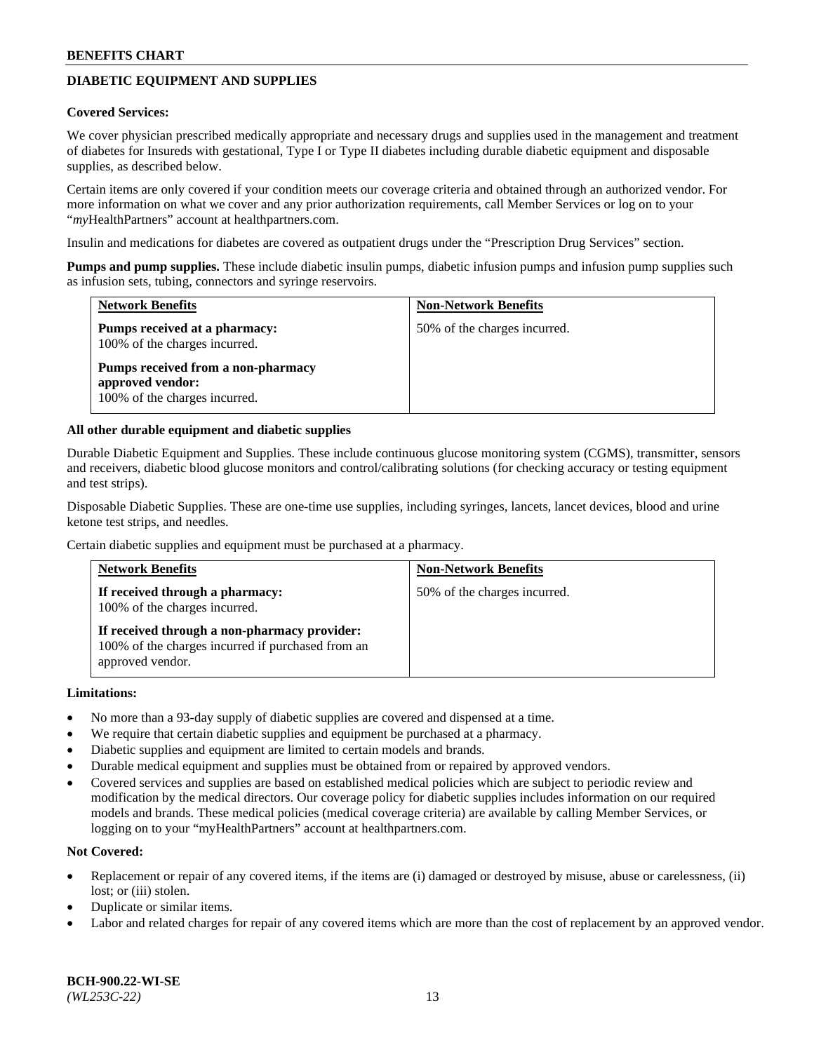## DIABETIC EQUIPMENT AND SUPPLIES

**Covered Services:**

We cover physician prescribed medically appropriate and necessary drugs and supplies used in the management and treatment of diabetes for Insureds with gestational, Type I or Type II diabetes including durable diabetic equipment and disposable supplies, as described below.

Certain items are only covered if your condition meets our coverage criteria and obtained through an authorized vendor. For more information on what we cover and any prior authorization requirements, call Member Services or log on to your "*my*HealthPartners" account at healthpartners.com.

Insulin and medications for diabetes are covered as outpatient drugs under the "Prescription Drug Services" section.

**Pumps and pump supplies.** These include diabetic insulin pumps, diabetic infusion pumps and infusion pump supplies such as infusion sets, tubing, connectors and syringe reservoirs.

| Network Benefits | Non-Network Benefits |
|---|---|
| **Pumps received at a pharmacy:** 100% of the charges incurred.<br><br>**Pumps received from a non-pharmacy approved vendor:** 100% of the charges incurred. | 50% of the charges incurred. |

**All other durable equipment and diabetic supplies**

Durable Diabetic Equipment and Supplies. These include continuous glucose monitoring system (CGMS), transmitter, sensors and receivers, diabetic blood glucose monitors and control/calibrating solutions (for checking accuracy or testing equipment and test strips).

Disposable Diabetic Supplies. These are one-time use supplies, including syringes, lancets, lancet devices, blood and urine ketone test strips, and needles.

Certain diabetic supplies and equipment must be purchased at a pharmacy.

| Network Benefits | Non-Network Benefits |
|---|---|
| **If received through a pharmacy:** 100% of the charges incurred.<br><br>**If received through a non-pharmacy provider:** 100% of the charges incurred if purchased from an approved vendor. | 50% of the charges incurred. |

**Limitations:**

- No more than a 93-day supply of diabetic supplies are covered and dispensed at a time.
- We require that certain diabetic supplies and equipment be purchased at a pharmacy.
- Diabetic supplies and equipment are limited to certain models and brands.
- Durable medical equipment and supplies must be obtained from or repaired by approved vendors.
- Covered services and supplies are based on established medical policies which are subject to periodic review and modification by the medical directors. Our coverage policy for diabetic supplies includes information on our required models and brands. These medical policies (medical coverage criteria) are available by calling Member Services, or logging on to your "myHealthPartners" account at healthpartners.com.

**Not Covered:**

- Replacement or repair of any covered items, if the items are (i) damaged or destroyed by misuse, abuse or carelessness, (ii) lost; or (iii) stolen.
- Duplicate or similar items.
- Labor and related charges for repair of any covered items which are more than the cost of replacement by an approved vendor.

**BCH-900.22-WI-SE**
*(WL253C-22)*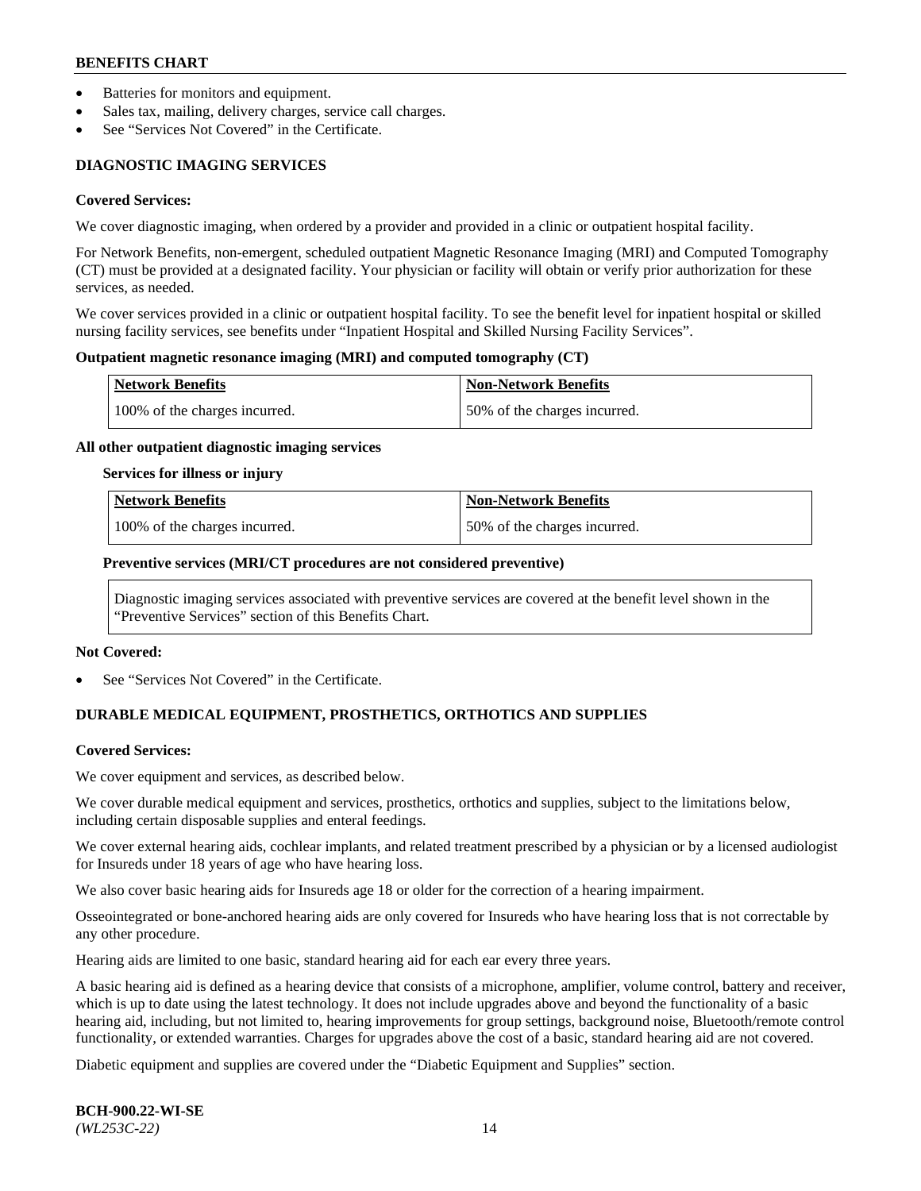- Batteries for monitors and equipment.
- Sales tax, mailing, delivery charges, service call charges.
- See "Services Not Covered" in the Certificate.

### DIAGNOSTIC IMAGING SERVICES

**Covered Services:**

We cover diagnostic imaging, when ordered by a provider and provided in a clinic or outpatient hospital facility.

For Network Benefits, non-emergent, scheduled outpatient Magnetic Resonance Imaging (MRI) and Computed Tomography (CT) must be provided at a designated facility. Your physician or facility will obtain or verify prior authorization for these services, as needed.

We cover services provided in a clinic or outpatient hospital facility. To see the benefit level for inpatient hospital or skilled nursing facility services, see benefits under "Inpatient Hospital and Skilled Nursing Facility Services".

**Outpatient magnetic resonance imaging (MRI) and computed tomography (CT)**

| Network Benefits | Non-Network Benefits |
|---|---|
| 100% of the charges incurred. | 50% of the charges incurred. |

**All other outpatient diagnostic imaging services**

**Services for illness or injury**

| Network Benefits | Non-Network Benefits |
|---|---|
| 100% of the charges incurred. | 50% of the charges incurred. |

**Preventive services (MRI/CT procedures are not considered preventive)**

Diagnostic imaging services associated with preventive services are covered at the benefit level shown in the "Preventive Services" section of this Benefits Chart.

**Not Covered:**

- See "Services Not Covered" in the Certificate.

### DURABLE MEDICAL EQUIPMENT, PROSTHETICS, ORTHOTICS AND SUPPLIES

**Covered Services:**

We cover equipment and services, as described below.

We cover durable medical equipment and services, prosthetics, orthotics and supplies, subject to the limitations below, including certain disposable supplies and enteral feedings.

We cover external hearing aids, cochlear implants, and related treatment prescribed by a physician or by a licensed audiologist for Insureds under 18 years of age who have hearing loss.

We also cover basic hearing aids for Insureds age 18 or older for the correction of a hearing impairment.

Osseointegrated or bone-anchored hearing aids are only covered for Insureds who have hearing loss that is not correctable by any other procedure.

Hearing aids are limited to one basic, standard hearing aid for each ear every three years.

A basic hearing aid is defined as a hearing device that consists of a microphone, amplifier, volume control, battery and receiver, which is up to date using the latest technology. It does not include upgrades above and beyond the functionality of a basic hearing aid, including, but not limited to, hearing improvements for group settings, background noise, Bluetooth/remote control functionality, or extended warranties. Charges for upgrades above the cost of a basic, standard hearing aid are not covered.

Diabetic equipment and supplies are covered under the "Diabetic Equipment and Supplies" section.

**BCH-900.22-WI-SE**
*(WL253C-22)*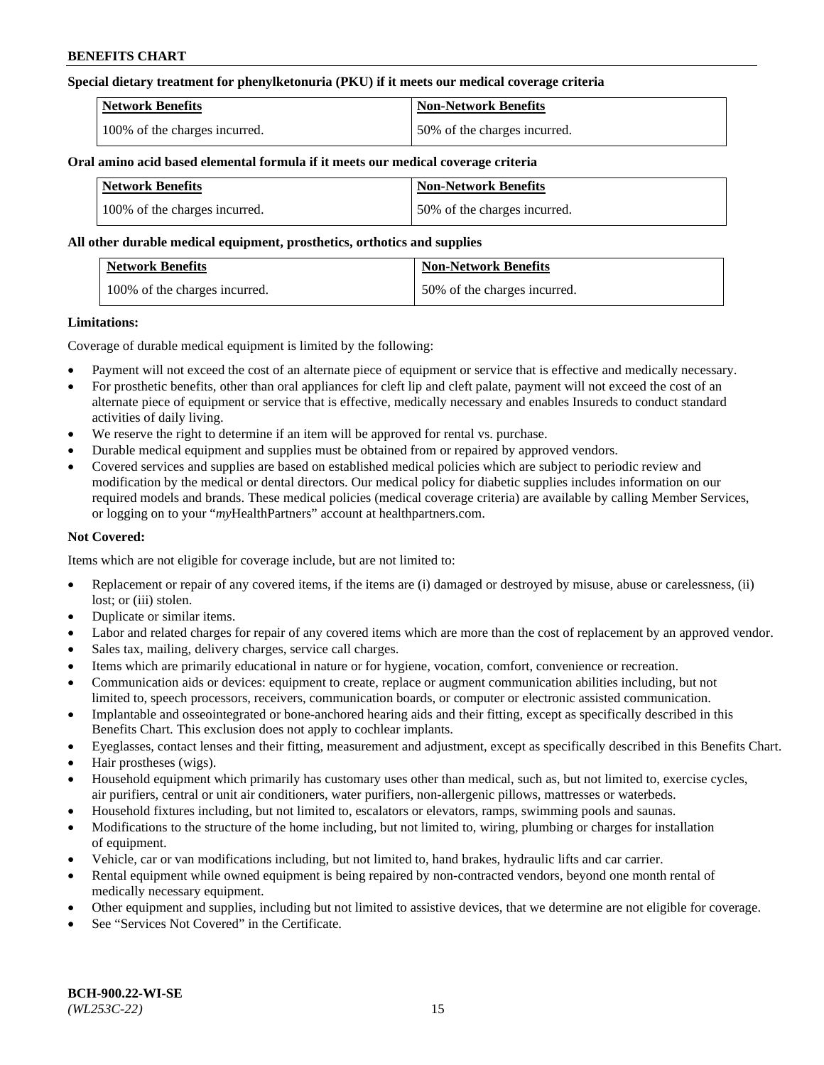**Special dietary treatment for phenylketonuria (PKU) if it meets our medical coverage criteria**

| Network Benefits | Non-Network Benefits |
| --- | --- |
| 100% of the charges incurred. | 50% of the charges incurred. |

**Oral amino acid based elemental formula if it meets our medical coverage criteria**

| Network Benefits | Non-Network Benefits |
| --- | --- |
| 100% of the charges incurred. | 50% of the charges incurred. |

**All other durable medical equipment, prosthetics, orthotics and supplies**

| Network Benefits | Non-Network Benefits |
| --- | --- |
| 100% of the charges incurred. | 50% of the charges incurred. |

**Limitations:**

Coverage of durable medical equipment is limited by the following:

- Payment will not exceed the cost of an alternate piece of equipment or service that is effective and medically necessary.
- For prosthetic benefits, other than oral appliances for cleft lip and cleft palate, payment will not exceed the cost of an alternate piece of equipment or service that is effective, medically necessary and enables Insureds to conduct standard activities of daily living.
- We reserve the right to determine if an item will be approved for rental vs. purchase.
- Durable medical equipment and supplies must be obtained from or repaired by approved vendors.
- Covered services and supplies are based on established medical policies which are subject to periodic review and modification by the medical or dental directors. Our medical policy for diabetic supplies includes information on our required models and brands. These medical policies (medical coverage criteria) are available by calling Member Services, or logging on to your "*my*HealthPartners" account at healthpartners.com.

**Not Covered:**

Items which are not eligible for coverage include, but are not limited to:

- Replacement or repair of any covered items, if the items are (i) damaged or destroyed by misuse, abuse or carelessness, (ii) lost; or (iii) stolen.
- Duplicate or similar items.
- Labor and related charges for repair of any covered items which are more than the cost of replacement by an approved vendor.
- Sales tax, mailing, delivery charges, service call charges.
- Items which are primarily educational in nature or for hygiene, vocation, comfort, convenience or recreation.
- Communication aids or devices: equipment to create, replace or augment communication abilities including, but not limited to, speech processors, receivers, communication boards, or computer or electronic assisted communication.
- Implantable and osseointegrated or bone-anchored hearing aids and their fitting, except as specifically described in this Benefits Chart. This exclusion does not apply to cochlear implants.
- Eyeglasses, contact lenses and their fitting, measurement and adjustment, except as specifically described in this Benefits Chart.
- Hair prostheses (wigs).
- Household equipment which primarily has customary uses other than medical, such as, but not limited to, exercise cycles, air purifiers, central or unit air conditioners, water purifiers, non-allergenic pillows, mattresses or waterbeds.
- Household fixtures including, but not limited to, escalators or elevators, ramps, swimming pools and saunas.
- Modifications to the structure of the home including, but not limited to, wiring, plumbing or charges for installation of equipment.
- Vehicle, car or van modifications including, but not limited to, hand brakes, hydraulic lifts and car carrier.
- Rental equipment while owned equipment is being repaired by non-contracted vendors, beyond one month rental of medically necessary equipment.
- Other equipment and supplies, including but not limited to assistive devices, that we determine are not eligible for coverage.
- See "Services Not Covered" in the Certificate.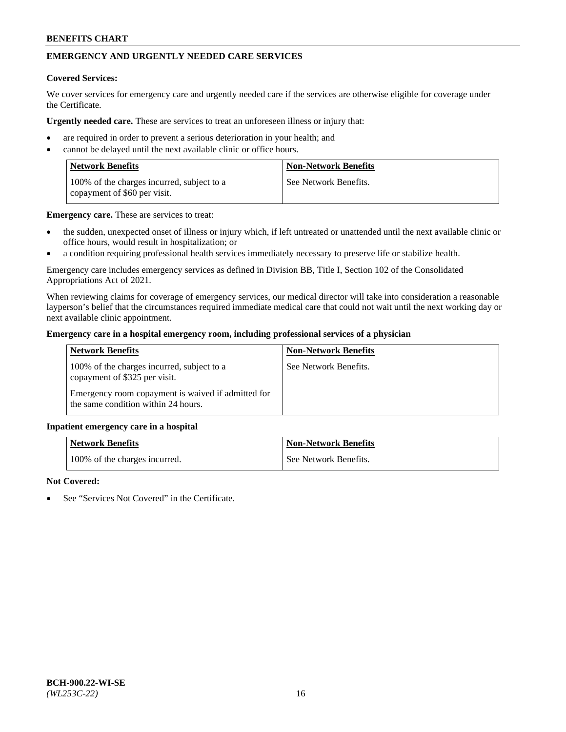## EMERGENCY AND URGENTLY NEEDED CARE SERVICES

**Covered Services:**

We cover services for emergency care and urgently needed care if the services are otherwise eligible for coverage under the Certificate.

**Urgently needed care.** These are services to treat an unforeseen illness or injury that:

- are required in order to prevent a serious deterioration in your health; and
- cannot be delayed until the next available clinic or office hours.

| Network Benefits | Non-Network Benefits |
| --- | --- |
| 100% of the charges incurred, subject to a copayment of $60 per visit. | See Network Benefits. |

**Emergency care.** These are services to treat:

- the sudden, unexpected onset of illness or injury which, if left untreated or unattended until the next available clinic or office hours, would result in hospitalization; or
- a condition requiring professional health services immediately necessary to preserve life or stabilize health.

Emergency care includes emergency services as defined in Division BB, Title I, Section 102 of the Consolidated Appropriations Act of 2021.

When reviewing claims for coverage of emergency services, our medical director will take into consideration a reasonable layperson's belief that the circumstances required immediate medical care that could not wait until the next working day or next available clinic appointment.

**Emergency care in a hospital emergency room, including professional services of a physician**

| Network Benefits | Non-Network Benefits |
| --- | --- |
| 100% of the charges incurred, subject to a copayment of $325 per visit.<br><br>Emergency room copayment is waived if admitted for the same condition within 24 hours. | See Network Benefits. |

**Inpatient emergency care in a hospital**

| Network Benefits | Non-Network Benefits |
| --- | --- |
| 100% of the charges incurred. | See Network Benefits. |

**Not Covered:**

- See "Services Not Covered" in the Certificate.

BCH-900.22-WI-SE
*(WL253C-22)*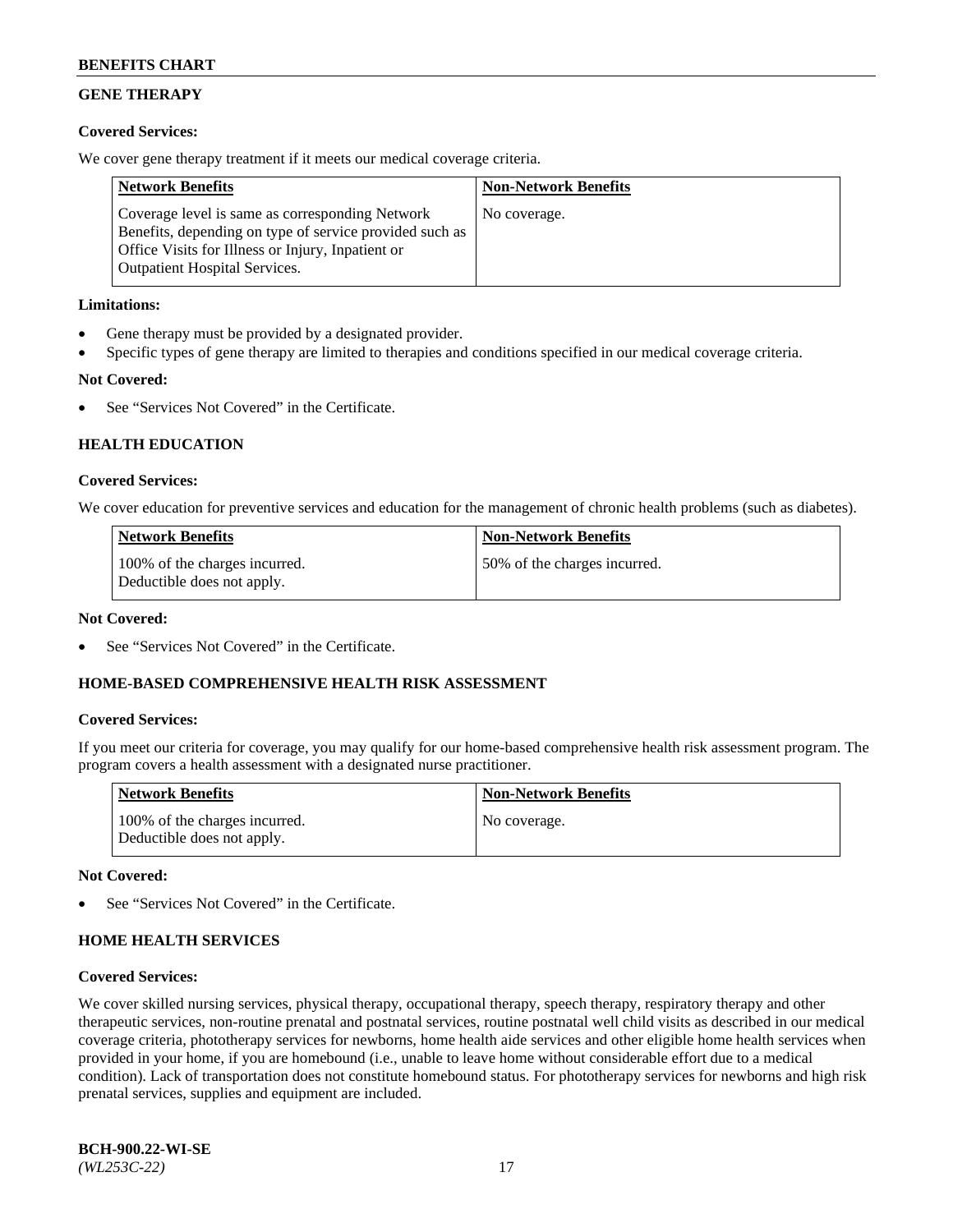## GENE THERAPY

**Covered Services:**

We cover gene therapy treatment if it meets our medical coverage criteria.

| Network Benefits | Non-Network Benefits |
|---|---|
| Coverage level is same as corresponding Network Benefits, depending on type of service provided such as Office Visits for Illness or Injury, Inpatient or Outpatient Hospital Services. | No coverage. |

**Limitations:**

- Gene therapy must be provided by a designated provider.
- Specific types of gene therapy are limited to therapies and conditions specified in our medical coverage criteria.

**Not Covered:**

- See "Services Not Covered" in the Certificate.

## HEALTH EDUCATION

**Covered Services:**

We cover education for preventive services and education for the management of chronic health problems (such as diabetes).

| Network Benefits | Non-Network Benefits |
|---|---|
| 100% of the charges incurred. Deductible does not apply. | 50% of the charges incurred. |

**Not Covered:**

- See "Services Not Covered" in the Certificate.

## HOME-BASED COMPREHENSIVE HEALTH RISK ASSESSMENT

**Covered Services:**

If you meet our criteria for coverage, you may qualify for our home-based comprehensive health risk assessment program. The program covers a health assessment with a designated nurse practitioner.

| Network Benefits | Non-Network Benefits |
|---|---|
| 100% of the charges incurred. Deductible does not apply. | No coverage. |

**Not Covered:**

- See "Services Not Covered" in the Certificate.

## HOME HEALTH SERVICES

**Covered Services:**

We cover skilled nursing services, physical therapy, occupational therapy, speech therapy, respiratory therapy and other therapeutic services, non-routine prenatal and postnatal services, routine postnatal well child visits as described in our medical coverage criteria, phototherapy services for newborns, home health aide services and other eligible home health services when provided in your home, if you are homebound (i.e., unable to leave home without considerable effort due to a medical condition). Lack of transportation does not constitute homebound status. For phototherapy services for newborns and high risk prenatal services, supplies and equipment are included.

**BCH-900.22-WI-SE**
*(WL253C-22)*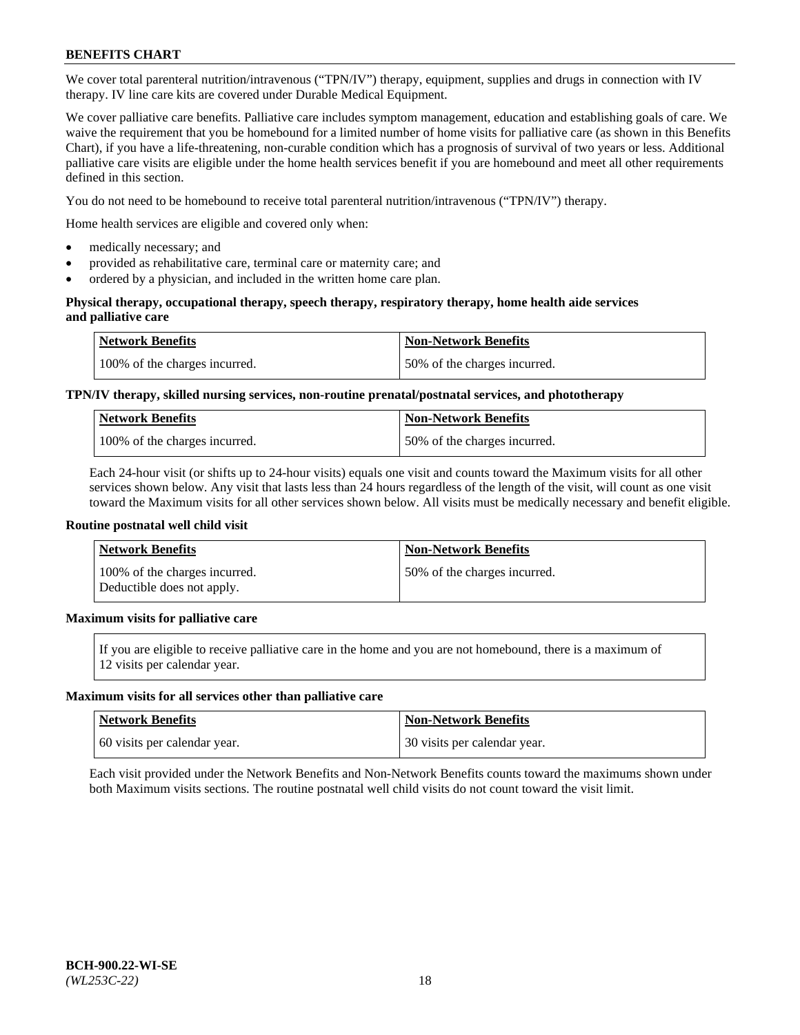We cover total parenteral nutrition/intravenous ("TPN/IV") therapy, equipment, supplies and drugs in connection with IV therapy. IV line care kits are covered under Durable Medical Equipment.

We cover palliative care benefits. Palliative care includes symptom management, education and establishing goals of care. We waive the requirement that you be homebound for a limited number of home visits for palliative care (as shown in this Benefits Chart), if you have a life-threatening, non-curable condition which has a prognosis of survival of two years or less. Additional palliative care visits are eligible under the home health services benefit if you are homebound and meet all other requirements defined in this section.

You do not need to be homebound to receive total parenteral nutrition/intravenous ("TPN/IV") therapy.

Home health services are eligible and covered only when:

- medically necessary; and
- provided as rehabilitative care, terminal care or maternity care; and
- ordered by a physician, and included in the written home care plan.

**Physical therapy, occupational therapy, speech therapy, respiratory therapy, home health aide services and palliative care**

| Network Benefits | Non-Network Benefits |
|---|---|
| 100% of the charges incurred. | 50% of the charges incurred. |

**TPN/IV therapy, skilled nursing services, non-routine prenatal/postnatal services, and phototherapy**

| Network Benefits | Non-Network Benefits |
|---|---|
| 100% of the charges incurred. | 50% of the charges incurred. |

Each 24-hour visit (or shifts up to 24-hour visits) equals one visit and counts toward the Maximum visits for all other services shown below. Any visit that lasts less than 24 hours regardless of the length of the visit, will count as one visit toward the Maximum visits for all other services shown below. All visits must be medically necessary and benefit eligible.

**Routine postnatal well child visit**

| Network Benefits | Non-Network Benefits |
|---|---|
| 100% of the charges incurred. Deductible does not apply. | 50% of the charges incurred. |

**Maximum visits for palliative care**

If you are eligible to receive palliative care in the home and you are not homebound, there is a maximum of 12 visits per calendar year.

**Maximum visits for all services other than palliative care**

| Network Benefits | Non-Network Benefits |
|---|---|
| 60 visits per calendar year. | 30 visits per calendar year. |

Each visit provided under the Network Benefits and Non-Network Benefits counts toward the maximums shown under both Maximum visits sections. The routine postnatal well child visits do not count toward the visit limit.

**BCH-900.22-WI-SE**
*(WL253C-22)*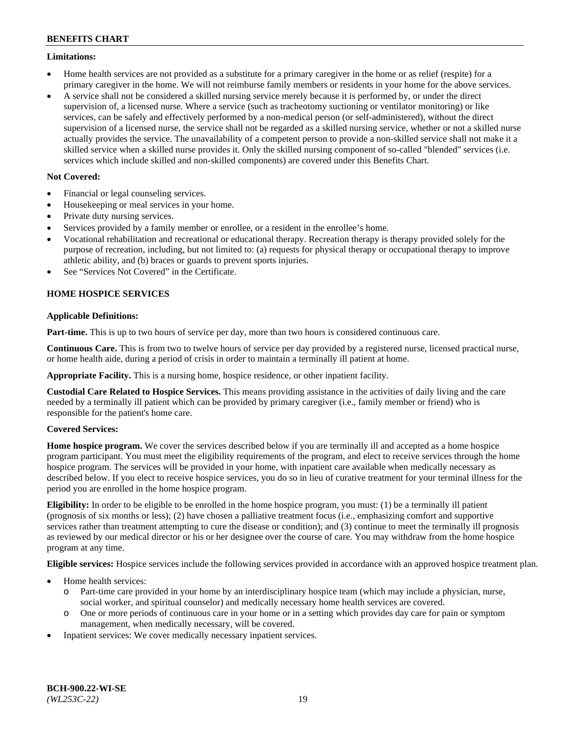**Limitations:**

- Home health services are not provided as a substitute for a primary caregiver in the home or as relief (respite) for a primary caregiver in the home. We will not reimburse family members or residents in your home for the above services.
- A service shall not be considered a skilled nursing service merely because it is performed by, or under the direct supervision of, a licensed nurse. Where a service (such as tracheotomy suctioning or ventilator monitoring) or like services, can be safely and effectively performed by a non-medical person (or self-administered), without the direct supervision of a licensed nurse, the service shall not be regarded as a skilled nursing service, whether or not a skilled nurse actually provides the service. The unavailability of a competent person to provide a non-skilled service shall not make it a skilled service when a skilled nurse provides it. Only the skilled nursing component of so-called "blended" services (i.e. services which include skilled and non-skilled components) are covered under this Benefits Chart.

**Not Covered:**

- Financial or legal counseling services.
- Housekeeping or meal services in your home.
- Private duty nursing services.
- Services provided by a family member or enrollee, or a resident in the enrollee's home.
- Vocational rehabilitation and recreational or educational therapy. Recreation therapy is therapy provided solely for the purpose of recreation, including, but not limited to: (a) requests for physical therapy or occupational therapy to improve athletic ability, and (b) braces or guards to prevent sports injuries.
- See "Services Not Covered" in the Certificate.

## HOME HOSPICE SERVICES

**Applicable Definitions:**

**Part-time.** This is up to two hours of service per day, more than two hours is considered continuous care.

**Continuous Care.** This is from two to twelve hours of service per day provided by a registered nurse, licensed practical nurse, or home health aide, during a period of crisis in order to maintain a terminally ill patient at home.

**Appropriate Facility.** This is a nursing home, hospice residence, or other inpatient facility.

**Custodial Care Related to Hospice Services.** This means providing assistance in the activities of daily living and the care needed by a terminally ill patient which can be provided by primary caregiver (i.e., family member or friend) who is responsible for the patient's home care.

**Covered Services:**

**Home hospice program.** We cover the services described below if you are terminally ill and accepted as a home hospice program participant. You must meet the eligibility requirements of the program, and elect to receive services through the home hospice program. The services will be provided in your home, with inpatient care available when medically necessary as described below. If you elect to receive hospice services, you do so in lieu of curative treatment for your terminal illness for the period you are enrolled in the home hospice program.

**Eligibility:** In order to be eligible to be enrolled in the home hospice program, you must: (1) be a terminally ill patient (prognosis of six months or less); (2) have chosen a palliative treatment focus (i.e., emphasizing comfort and supportive services rather than treatment attempting to cure the disease or condition); and (3) continue to meet the terminally ill prognosis as reviewed by our medical director or his or her designee over the course of care. You may withdraw from the home hospice program at any time.

**Eligible services:** Hospice services include the following services provided in accordance with an approved hospice treatment plan.

- Home health services:
  - Part-time care provided in your home by an interdisciplinary hospice team (which may include a physician, nurse, social worker, and spiritual counselor) and medically necessary home health services are covered.
  - One or more periods of continuous care in your home or in a setting which provides day care for pain or symptom management, when medically necessary, will be covered.
- Inpatient services: We cover medically necessary inpatient services.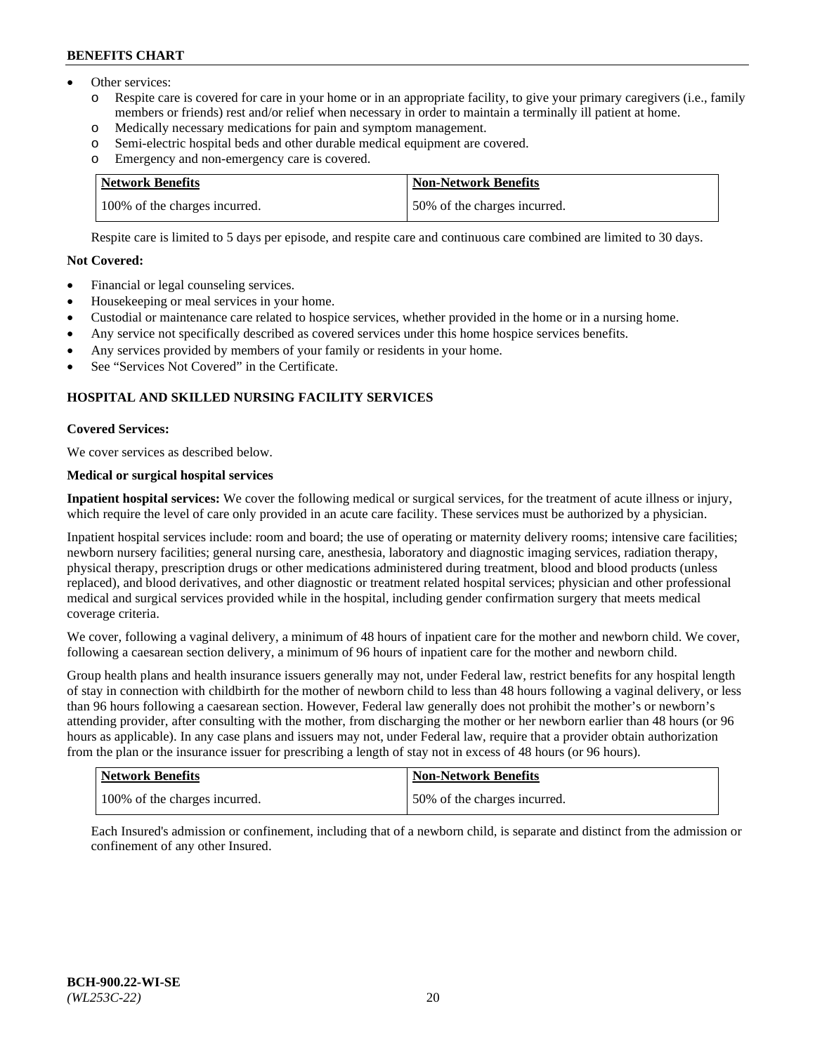- Other services:
  - Respite care is covered for care in your home or in an appropriate facility, to give your primary caregivers (i.e., family members or friends) rest and/or relief when necessary in order to maintain a terminally ill patient at home.
  - Medically necessary medications for pain and symptom management.
  - Semi-electric hospital beds and other durable medical equipment are covered.
  - Emergency and non-emergency care is covered.

| Network Benefits | Non-Network Benefits |
|---|---|
| 100% of the charges incurred. | 50% of the charges incurred. |

Respite care is limited to 5 days per episode, and respite care and continuous care combined are limited to 30 days.

**Not Covered:**

- Financial or legal counseling services.
- Housekeeping or meal services in your home.
- Custodial or maintenance care related to hospice services, whether provided in the home or in a nursing home.
- Any service not specifically described as covered services under this home hospice services benefits.
- Any services provided by members of your family or residents in your home.
- See "Services Not Covered" in the Certificate.

### HOSPITAL AND SKILLED NURSING FACILITY SERVICES

**Covered Services:**

We cover services as described below.

**Medical or surgical hospital services**

**Inpatient hospital services:** We cover the following medical or surgical services, for the treatment of acute illness or injury, which require the level of care only provided in an acute care facility. These services must be authorized by a physician.

Inpatient hospital services include: room and board; the use of operating or maternity delivery rooms; intensive care facilities; newborn nursery facilities; general nursing care, anesthesia, laboratory and diagnostic imaging services, radiation therapy, physical therapy, prescription drugs or other medications administered during treatment, blood and blood products (unless replaced), and blood derivatives, and other diagnostic or treatment related hospital services; physician and other professional medical and surgical services provided while in the hospital, including gender confirmation surgery that meets medical coverage criteria.

We cover, following a vaginal delivery, a minimum of 48 hours of inpatient care for the mother and newborn child. We cover, following a caesarean section delivery, a minimum of 96 hours of inpatient care for the mother and newborn child.

Group health plans and health insurance issuers generally may not, under Federal law, restrict benefits for any hospital length of stay in connection with childbirth for the mother of newborn child to less than 48 hours following a vaginal delivery, or less than 96 hours following a caesarean section. However, Federal law generally does not prohibit the mother's or newborn's attending provider, after consulting with the mother, from discharging the mother or her newborn earlier than 48 hours (or 96 hours as applicable). In any case plans and issuers may not, under Federal law, require that a provider obtain authorization from the plan or the insurance issuer for prescribing a length of stay not in excess of 48 hours (or 96 hours).

| Network Benefits | Non-Network Benefits |
|---|---|
| 100% of the charges incurred. | 50% of the charges incurred. |

Each Insured's admission or confinement, including that of a newborn child, is separate and distinct from the admission or confinement of any other Insured.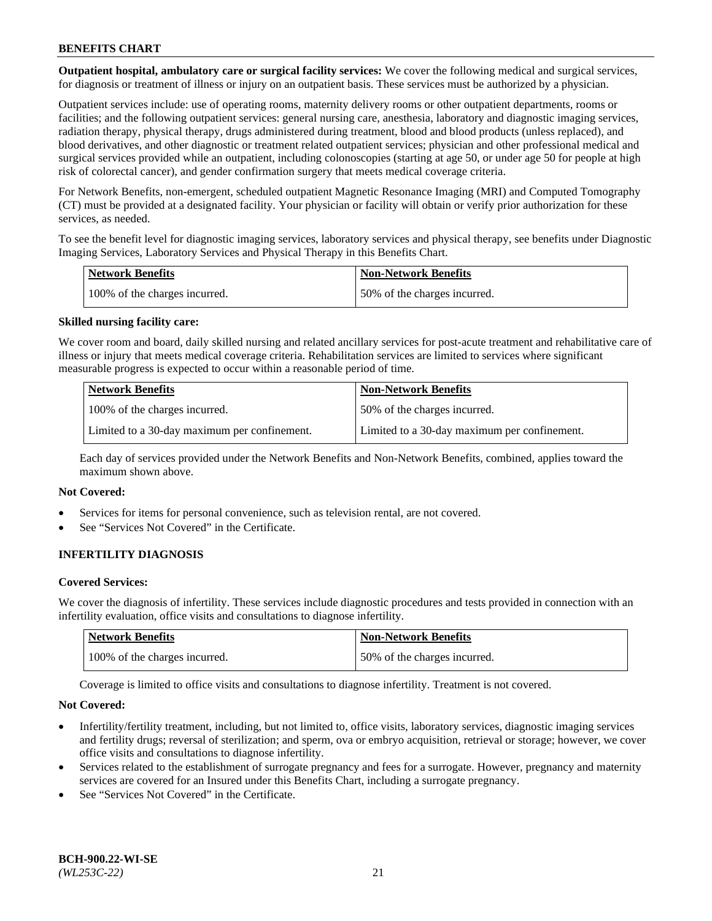**Outpatient hospital, ambulatory care or surgical facility services:** We cover the following medical and surgical services, for diagnosis or treatment of illness or injury on an outpatient basis. These services must be authorized by a physician.

Outpatient services include: use of operating rooms, maternity delivery rooms or other outpatient departments, rooms or facilities; and the following outpatient services: general nursing care, anesthesia, laboratory and diagnostic imaging services, radiation therapy, physical therapy, drugs administered during treatment, blood and blood products (unless replaced), and blood derivatives, and other diagnostic or treatment related outpatient services; physician and other professional medical and surgical services provided while an outpatient, including colonoscopies (starting at age 50, or under age 50 for people at high risk of colorectal cancer), and gender confirmation surgery that meets medical coverage criteria.

For Network Benefits, non-emergent, scheduled outpatient Magnetic Resonance Imaging (MRI) and Computed Tomography (CT) must be provided at a designated facility. Your physician or facility will obtain or verify prior authorization for these services, as needed.

To see the benefit level for diagnostic imaging services, laboratory services and physical therapy, see benefits under Diagnostic Imaging Services, Laboratory Services and Physical Therapy in this Benefits Chart.

| Network Benefits | Non-Network Benefits |
|---|---|
| 100% of the charges incurred. | 50% of the charges incurred. |

**Skilled nursing facility care:**

We cover room and board, daily skilled nursing and related ancillary services for post-acute treatment and rehabilitative care of illness or injury that meets medical coverage criteria. Rehabilitation services are limited to services where significant measurable progress is expected to occur within a reasonable period of time.

| Network Benefits | Non-Network Benefits |
|---|---|
| 100% of the charges incurred. | 50% of the charges incurred. |
| Limited to a 30-day maximum per confinement. | Limited to a 30-day maximum per confinement. |

Each day of services provided under the Network Benefits and Non-Network Benefits, combined, applies toward the maximum shown above.

**Not Covered:**

- Services for items for personal convenience, such as television rental, are not covered.
- See "Services Not Covered" in the Certificate.

## INFERTILITY DIAGNOSIS

**Covered Services:**

We cover the diagnosis of infertility. These services include diagnostic procedures and tests provided in connection with an infertility evaluation, office visits and consultations to diagnose infertility.

| Network Benefits | Non-Network Benefits |
|---|---|
| 100% of the charges incurred. | 50% of the charges incurred. |

Coverage is limited to office visits and consultations to diagnose infertility. Treatment is not covered.

**Not Covered:**

- Infertility/fertility treatment, including, but not limited to, office visits, laboratory services, diagnostic imaging services and fertility drugs; reversal of sterilization; and sperm, ova or embryo acquisition, retrieval or storage; however, we cover office visits and consultations to diagnose infertility.
- Services related to the establishment of surrogate pregnancy and fees for a surrogate. However, pregnancy and maternity services are covered for an Insured under this Benefits Chart, including a surrogate pregnancy.
- See "Services Not Covered" in the Certificate.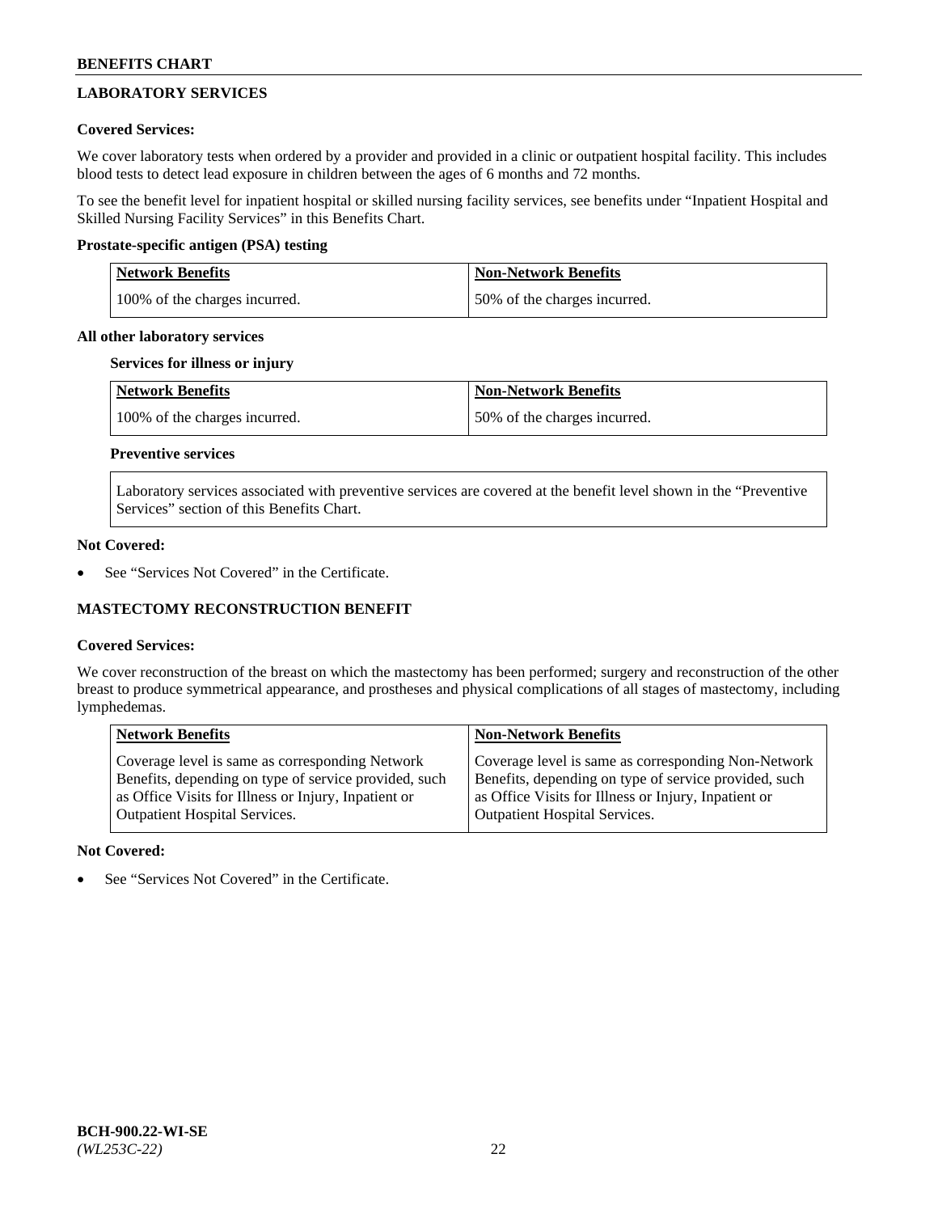## LABORATORY SERVICES

**Covered Services:**

We cover laboratory tests when ordered by a provider and provided in a clinic or outpatient hospital facility. This includes blood tests to detect lead exposure in children between the ages of 6 months and 72 months.

To see the benefit level for inpatient hospital or skilled nursing facility services, see benefits under "Inpatient Hospital and Skilled Nursing Facility Services" in this Benefits Chart.

**Prostate-specific antigen (PSA) testing**

| Network Benefits | Non-Network Benefits |
|---|---|
| 100% of the charges incurred. | 50% of the charges incurred. |

**All other laboratory services**

**Services for illness or injury**

| Network Benefits | Non-Network Benefits |
|---|---|
| 100% of the charges incurred. | 50% of the charges incurred. |

**Preventive services**

Laboratory services associated with preventive services are covered at the benefit level shown in the "Preventive Services" section of this Benefits Chart.

**Not Covered:**

- See "Services Not Covered" in the Certificate.

## MASTECTOMY RECONSTRUCTION BENEFIT

**Covered Services:**

We cover reconstruction of the breast on which the mastectomy has been performed; surgery and reconstruction of the other breast to produce symmetrical appearance, and prostheses and physical complications of all stages of mastectomy, including lymphedemas.

| Network Benefits | Non-Network Benefits |
|---|---|
| Coverage level is same as corresponding Network Benefits, depending on type of service provided, such as Office Visits for Illness or Injury, Inpatient or Outpatient Hospital Services. | Coverage level is same as corresponding Non-Network Benefits, depending on type of service provided, such as Office Visits for Illness or Injury, Inpatient or Outpatient Hospital Services. |

**Not Covered:**

- See "Services Not Covered" in the Certificate.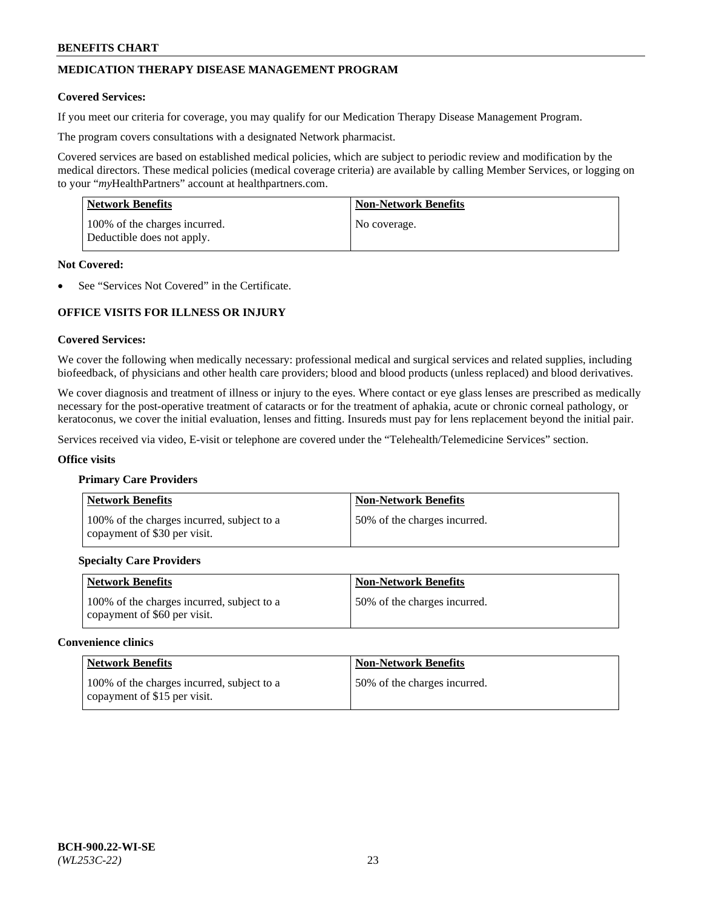## MEDICATION THERAPY DISEASE MANAGEMENT PROGRAM

**Covered Services:**

If you meet our criteria for coverage, you may qualify for our Medication Therapy Disease Management Program.

The program covers consultations with a designated Network pharmacist.

Covered services are based on established medical policies, which are subject to periodic review and modification by the medical directors. These medical policies (medical coverage criteria) are available by calling Member Services, or logging on to your "*my*HealthPartners" account at healthpartners.com.

| Network Benefits | Non-Network Benefits |
|---|---|
| 100% of the charges incurred. Deductible does not apply. | No coverage. |

**Not Covered:**

- See "Services Not Covered" in the Certificate.

## OFFICE VISITS FOR ILLNESS OR INJURY

**Covered Services:**

We cover the following when medically necessary: professional medical and surgical services and related supplies, including biofeedback, of physicians and other health care providers; blood and blood products (unless replaced) and blood derivatives.

We cover diagnosis and treatment of illness or injury to the eyes. Where contact or eye glass lenses are prescribed as medically necessary for the post-operative treatment of cataracts or for the treatment of aphakia, acute or chronic corneal pathology, or keratoconus, we cover the initial evaluation, lenses and fitting. Insureds must pay for lens replacement beyond the initial pair.

Services received via video, E-visit or telephone are covered under the "Telehealth/Telemedicine Services" section.

**Office visits**

**Primary Care Providers**

| Network Benefits | Non-Network Benefits |
|---|---|
| 100% of the charges incurred, subject to a copayment of $30 per visit. | 50% of the charges incurred. |

**Specialty Care Providers**

| Network Benefits | Non-Network Benefits |
|---|---|
| 100% of the charges incurred, subject to a copayment of $60 per visit. | 50% of the charges incurred. |

**Convenience clinics**

| Network Benefits | Non-Network Benefits |
|---|---|
| 100% of the charges incurred, subject to a copayment of $15 per visit. | 50% of the charges incurred. |

**BCH-900.22-WI-SE**
*(WL253C-22)*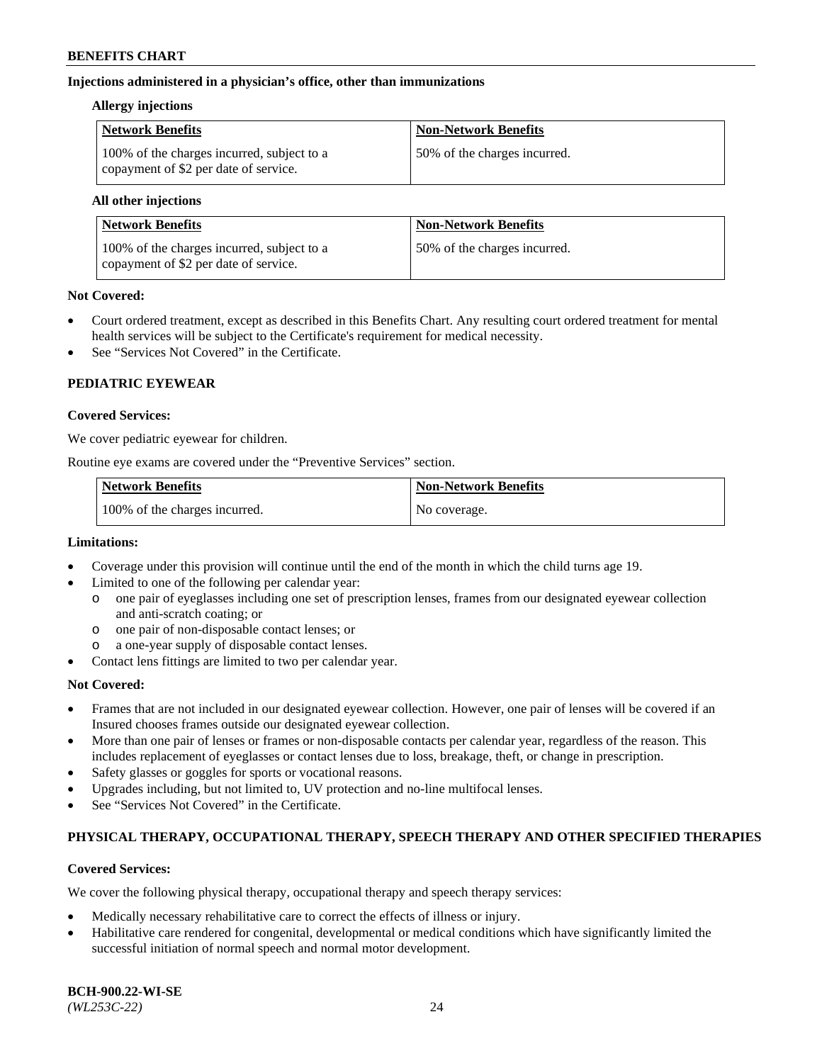**Injections administered in a physician's office, other than immunizations**

**Allergy injections**

| Network Benefits | Non-Network Benefits |
|---|---|
| 100% of the charges incurred, subject to a copayment of $2 per date of service. | 50% of the charges incurred. |

**All other injections**

| Network Benefits | Non-Network Benefits |
|---|---|
| 100% of the charges incurred, subject to a copayment of $2 per date of service. | 50% of the charges incurred. |

**Not Covered:**

- Court ordered treatment, except as described in this Benefits Chart. Any resulting court ordered treatment for mental health services will be subject to the Certificate's requirement for medical necessity.
- See "Services Not Covered" in the Certificate.

## PEDIATRIC EYEWEAR

**Covered Services:**

We cover pediatric eyewear for children.

Routine eye exams are covered under the "Preventive Services" section.

| Network Benefits | Non-Network Benefits |
|---|---|
| 100% of the charges incurred. | No coverage. |

**Limitations:**

- Coverage under this provision will continue until the end of the month in which the child turns age 19.
- Limited to one of the following per calendar year:
  - one pair of eyeglasses including one set of prescription lenses, frames from our designated eyewear collection and anti-scratch coating; or
  - one pair of non-disposable contact lenses; or
  - a one-year supply of disposable contact lenses.
- Contact lens fittings are limited to two per calendar year.

**Not Covered:**

- Frames that are not included in our designated eyewear collection. However, one pair of lenses will be covered if an Insured chooses frames outside our designated eyewear collection.
- More than one pair of lenses or frames or non-disposable contacts per calendar year, regardless of the reason. This includes replacement of eyeglasses or contact lenses due to loss, breakage, theft, or change in prescription.
- Safety glasses or goggles for sports or vocational reasons.
- Upgrades including, but not limited to, UV protection and no-line multifocal lenses.
- See "Services Not Covered" in the Certificate.

## PHYSICAL THERAPY, OCCUPATIONAL THERAPY, SPEECH THERAPY AND OTHER SPECIFIED THERAPIES

**Covered Services:**

We cover the following physical therapy, occupational therapy and speech therapy services:

- Medically necessary rehabilitative care to correct the effects of illness or injury.
- Habilitative care rendered for congenital, developmental or medical conditions which have significantly limited the successful initiation of normal speech and normal motor development.

**BCH-900.22-WI-SE**
*(WL253C-22)*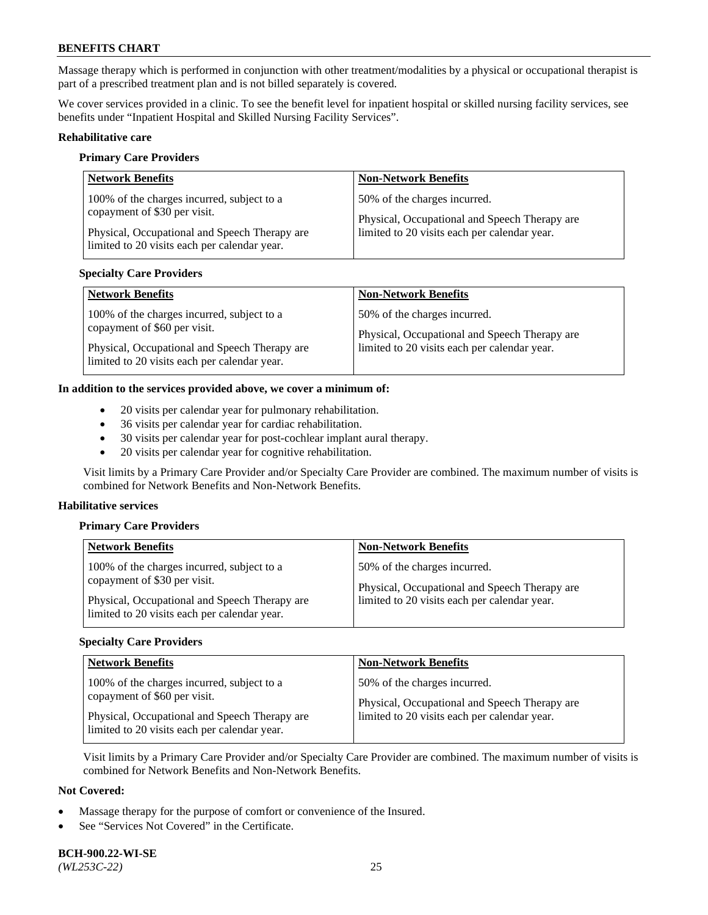Massage therapy which is performed in conjunction with other treatment/modalities by a physical or occupational therapist is part of a prescribed treatment plan and is not billed separately is covered.

We cover services provided in a clinic. To see the benefit level for inpatient hospital or skilled nursing facility services, see benefits under "Inpatient Hospital and Skilled Nursing Facility Services".

**Rehabilitative care**

**Primary Care Providers**

| Network Benefits | Non-Network Benefits |
|---|---|
| 100% of the charges incurred, subject to a copayment of $30 per visit.<br><br>Physical, Occupational and Speech Therapy are limited to 20 visits each per calendar year. | 50% of the charges incurred.<br><br>Physical, Occupational and Speech Therapy are limited to 20 visits each per calendar year. |

**Specialty Care Providers**

| Network Benefits | Non-Network Benefits |
|---|---|
| 100% of the charges incurred, subject to a copayment of $60 per visit.<br><br>Physical, Occupational and Speech Therapy are limited to 20 visits each per calendar year. | 50% of the charges incurred.<br><br>Physical, Occupational and Speech Therapy are limited to 20 visits each per calendar year. |

**In addition to the services provided above, we cover a minimum of:**

- 20 visits per calendar year for pulmonary rehabilitation.
- 36 visits per calendar year for cardiac rehabilitation.
- 30 visits per calendar year for post-cochlear implant aural therapy.
- 20 visits per calendar year for cognitive rehabilitation.

Visit limits by a Primary Care Provider and/or Specialty Care Provider are combined. The maximum number of visits is combined for Network Benefits and Non-Network Benefits.

**Habilitative services**

**Primary Care Providers**

| Network Benefits | Non-Network Benefits |
|---|---|
| 100% of the charges incurred, subject to a copayment of $30 per visit.<br><br>Physical, Occupational and Speech Therapy are limited to 20 visits each per calendar year. | 50% of the charges incurred.<br><br>Physical, Occupational and Speech Therapy are limited to 20 visits each per calendar year. |

**Specialty Care Providers**

| Network Benefits | Non-Network Benefits |
|---|---|
| 100% of the charges incurred, subject to a copayment of $60 per visit.<br><br>Physical, Occupational and Speech Therapy are limited to 20 visits each per calendar year. | 50% of the charges incurred.<br><br>Physical, Occupational and Speech Therapy are limited to 20 visits each per calendar year. |

Visit limits by a Primary Care Provider and/or Specialty Care Provider are combined. The maximum number of visits is combined for Network Benefits and Non-Network Benefits.

**Not Covered:**

- Massage therapy for the purpose of comfort or convenience of the Insured.
- See "Services Not Covered" in the Certificate.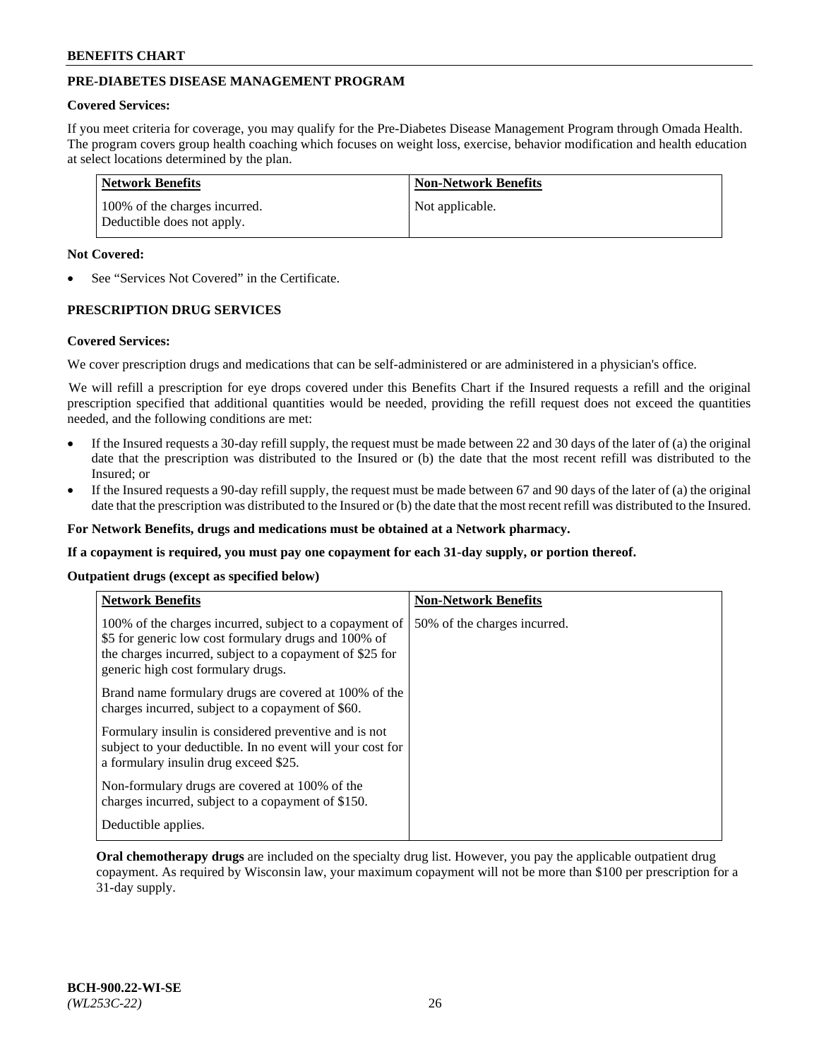## PRE-DIABETES DISEASE MANAGEMENT PROGRAM

**Covered Services:**

If you meet criteria for coverage, you may qualify for the Pre-Diabetes Disease Management Program through Omada Health. The program covers group health coaching which focuses on weight loss, exercise, behavior modification and health education at select locations determined by the plan.

| Network Benefits | Non-Network Benefits |
|---|---|
| 100% of the charges incurred. Deductible does not apply. | Not applicable. |

**Not Covered:**

- See "Services Not Covered" in the Certificate.

## PRESCRIPTION DRUG SERVICES

**Covered Services:**

We cover prescription drugs and medications that can be self-administered or are administered in a physician's office.

We will refill a prescription for eye drops covered under this Benefits Chart if the Insured requests a refill and the original prescription specified that additional quantities would be needed, providing the refill request does not exceed the quantities needed, and the following conditions are met:

- If the Insured requests a 30-day refill supply, the request must be made between 22 and 30 days of the later of (a) the original date that the prescription was distributed to the Insured or (b) the date that the most recent refill was distributed to the Insured; or
- If the Insured requests a 90-day refill supply, the request must be made between 67 and 90 days of the later of (a) the original date that the prescription was distributed to the Insured or (b) the date that the most recent refill was distributed to the Insured.

**For Network Benefits, drugs and medications must be obtained at a Network pharmacy.**

**If a copayment is required, you must pay one copayment for each 31-day supply, or portion thereof.**

**Outpatient drugs (except as specified below)**

| Network Benefits | Non-Network Benefits |
|---|---|
| 100% of the charges incurred, subject to a copayment of $5 for generic low cost formulary drugs and 100% of the charges incurred, subject to a copayment of $25 for generic high cost formulary drugs.<br><br>Brand name formulary drugs are covered at 100% of the charges incurred, subject to a copayment of $60.<br><br>Formulary insulin is considered preventive and is not subject to your deductible. In no event will your cost for a formulary insulin drug exceed $25.<br><br>Non-formulary drugs are covered at 100% of the charges incurred, subject to a copayment of $150.<br><br>Deductible applies. | 50% of the charges incurred. |

**Oral chemotherapy drugs** are included on the specialty drug list. However, you pay the applicable outpatient drug copayment. As required by Wisconsin law, your maximum copayment will not be more than $100 per prescription for a 31-day supply.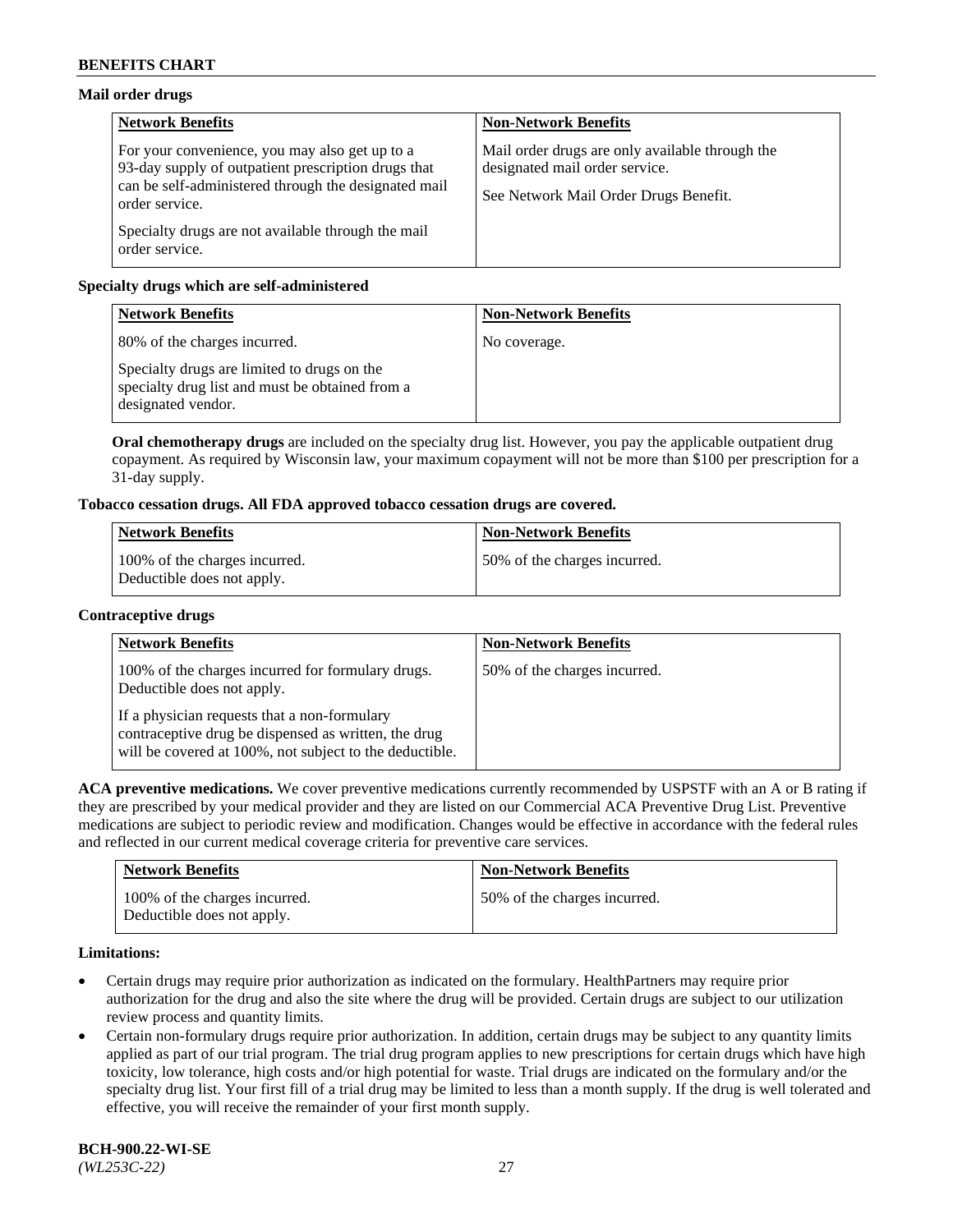**Mail order drugs**

| Network Benefits | Non-Network Benefits |
| --- | --- |
| For your convenience, you may also get up to a 93-day supply of outpatient prescription drugs that can be self-administered through the designated mail order service.<br><br>Specialty drugs are not available through the mail order service. | Mail order drugs are only available through the designated mail order service.<br><br>See Network Mail Order Drugs Benefit. |

**Specialty drugs which are self-administered**

| Network Benefits | Non-Network Benefits |
| --- | --- |
| 80% of the charges incurred.<br><br>Specialty drugs are limited to drugs on the specialty drug list and must be obtained from a designated vendor. | No coverage. |

**Oral chemotherapy drugs** are included on the specialty drug list. However, you pay the applicable outpatient drug copayment. As required by Wisconsin law, your maximum copayment will not be more than $100 per prescription for a 31-day supply.

**Tobacco cessation drugs. All FDA approved tobacco cessation drugs are covered.**

| Network Benefits | Non-Network Benefits |
| --- | --- |
| 100% of the charges incurred.<br>Deductible does not apply. | 50% of the charges incurred. |

**Contraceptive drugs**

| Network Benefits | Non-Network Benefits |
| --- | --- |
| 100% of the charges incurred for formulary drugs. Deductible does not apply.<br><br>If a physician requests that a non-formulary contraceptive drug be dispensed as written, the drug will be covered at 100%, not subject to the deductible. | 50% of the charges incurred. |

**ACA preventive medications.** We cover preventive medications currently recommended by USPSTF with an A or B rating if they are prescribed by your medical provider and they are listed on our Commercial ACA Preventive Drug List. Preventive medications are subject to periodic review and modification. Changes would be effective in accordance with the federal rules and reflected in our current medical coverage criteria for preventive care services.

| Network Benefits | Non-Network Benefits |
| --- | --- |
| 100% of the charges incurred.<br>Deductible does not apply. | 50% of the charges incurred. |

**Limitations:**

- Certain drugs may require prior authorization as indicated on the formulary. HealthPartners may require prior authorization for the drug and also the site where the drug will be provided. Certain drugs are subject to our utilization review process and quantity limits.
- Certain non-formulary drugs require prior authorization. In addition, certain drugs may be subject to any quantity limits applied as part of our trial program. The trial drug program applies to new prescriptions for certain drugs which have high toxicity, low tolerance, high costs and/or high potential for waste. Trial drugs are indicated on the formulary and/or the specialty drug list. Your first fill of a trial drug may be limited to less than a month supply. If the drug is well tolerated and effective, you will receive the remainder of your first month supply.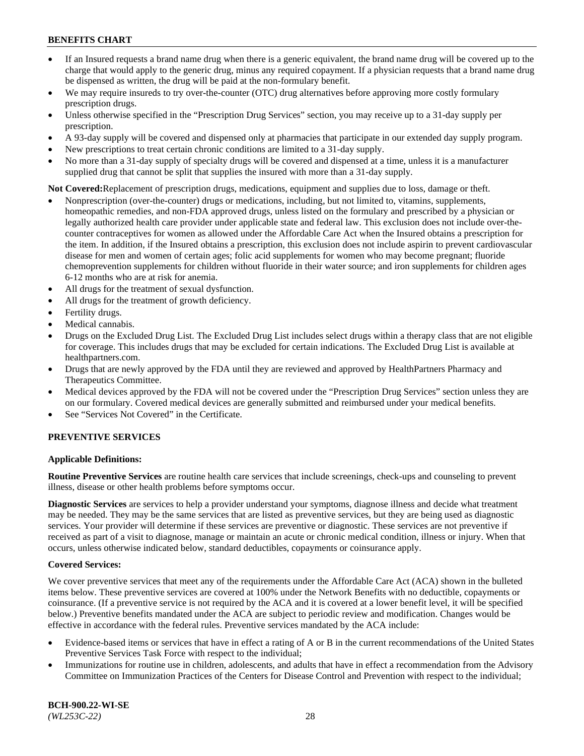- If an Insured requests a brand name drug when there is a generic equivalent, the brand name drug will be covered up to the charge that would apply to the generic drug, minus any required copayment. If a physician requests that a brand name drug be dispensed as written, the drug will be paid at the non-formulary benefit.
- We may require insureds to try over-the-counter (OTC) drug alternatives before approving more costly formulary prescription drugs.
- Unless otherwise specified in the "Prescription Drug Services" section, you may receive up to a 31-day supply per prescription.
- A 93-day supply will be covered and dispensed only at pharmacies that participate in our extended day supply program.
- New prescriptions to treat certain chronic conditions are limited to a 31-day supply.
- No more than a 31-day supply of specialty drugs will be covered and dispensed at a time, unless it is a manufacturer supplied drug that cannot be split that supplies the insured with more than a 31-day supply.

**Not Covered:**Replacement of prescription drugs, medications, equipment and supplies due to loss, damage or theft.

- Nonprescription (over-the-counter) drugs or medications, including, but not limited to, vitamins, supplements, homeopathic remedies, and non-FDA approved drugs, unless listed on the formulary and prescribed by a physician or legally authorized health care provider under applicable state and federal law. This exclusion does not include over-the-counter contraceptives for women as allowed under the Affordable Care Act when the Insured obtains a prescription for the item. In addition, if the Insured obtains a prescription, this exclusion does not include aspirin to prevent cardiovascular disease for men and women of certain ages; folic acid supplements for women who may become pregnant; fluoride chemoprevention supplements for children without fluoride in their water source; and iron supplements for children ages 6-12 months who are at risk for anemia.
- All drugs for the treatment of sexual dysfunction.
- All drugs for the treatment of growth deficiency.
- Fertility drugs.
- Medical cannabis.
- Drugs on the Excluded Drug List. The Excluded Drug List includes select drugs within a therapy class that are not eligible for coverage. This includes drugs that may be excluded for certain indications. The Excluded Drug List is available at healthpartners.com.
- Drugs that are newly approved by the FDA until they are reviewed and approved by HealthPartners Pharmacy and Therapeutics Committee.
- Medical devices approved by the FDA will not be covered under the "Prescription Drug Services" section unless they are on our formulary. Covered medical devices are generally submitted and reimbursed under your medical benefits.
- See "Services Not Covered" in the Certificate.

## PREVENTIVE SERVICES

**Applicable Definitions:**

**Routine Preventive Services** are routine health care services that include screenings, check-ups and counseling to prevent illness, disease or other health problems before symptoms occur.

**Diagnostic Services** are services to help a provider understand your symptoms, diagnose illness and decide what treatment may be needed. They may be the same services that are listed as preventive services, but they are being used as diagnostic services. Your provider will determine if these services are preventive or diagnostic. These services are not preventive if received as part of a visit to diagnose, manage or maintain an acute or chronic medical condition, illness or injury. When that occurs, unless otherwise indicated below, standard deductibles, copayments or coinsurance apply.

**Covered Services:**

We cover preventive services that meet any of the requirements under the Affordable Care Act (ACA) shown in the bulleted items below. These preventive services are covered at 100% under the Network Benefits with no deductible, copayments or coinsurance. (If a preventive service is not required by the ACA and it is covered at a lower benefit level, it will be specified below.) Preventive benefits mandated under the ACA are subject to periodic review and modification. Changes would be effective in accordance with the federal rules. Preventive services mandated by the ACA include:

- Evidence-based items or services that have in effect a rating of A or B in the current recommendations of the United States Preventive Services Task Force with respect to the individual;
- Immunizations for routine use in children, adolescents, and adults that have in effect a recommendation from the Advisory Committee on Immunization Practices of the Centers for Disease Control and Prevention with respect to the individual;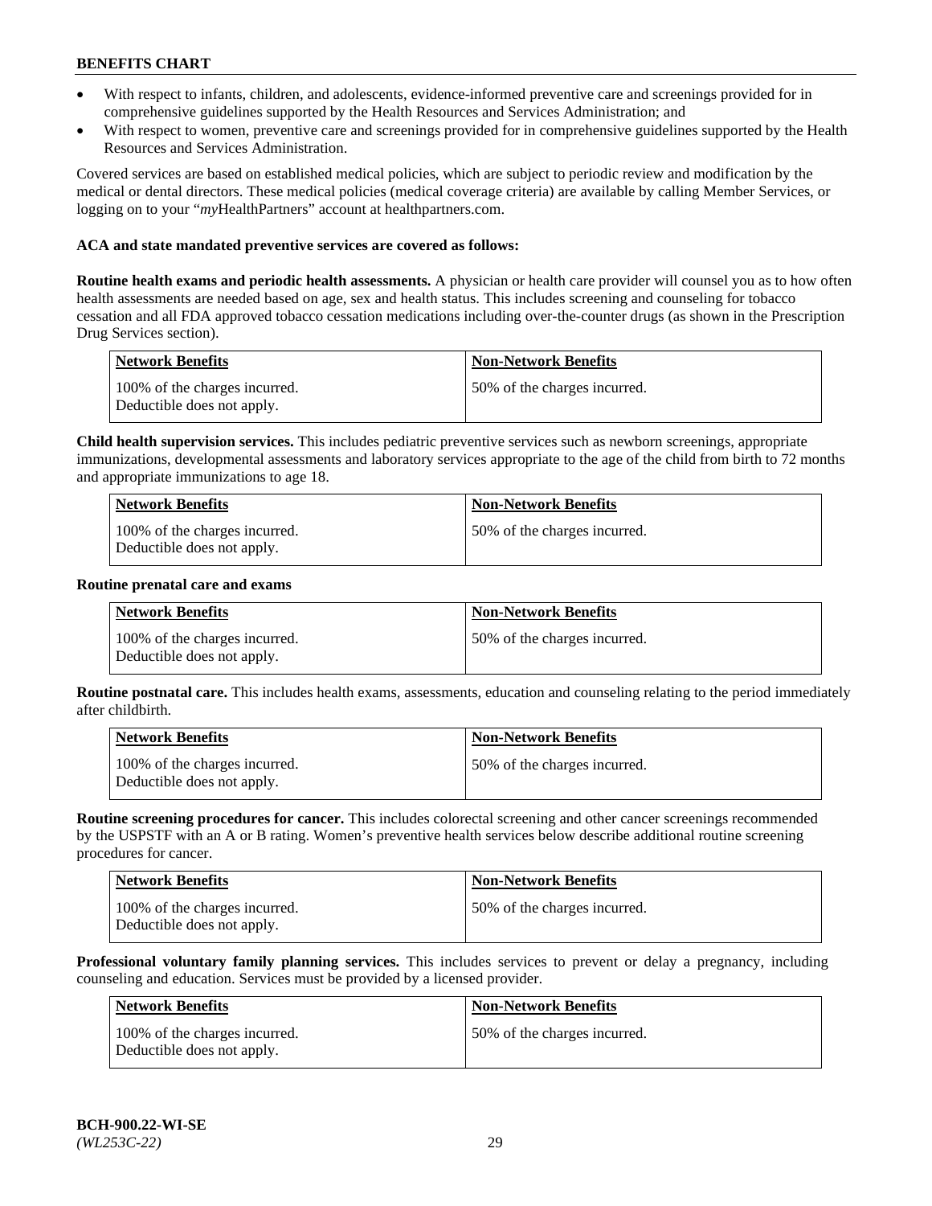- With respect to infants, children, and adolescents, evidence-informed preventive care and screenings provided for in comprehensive guidelines supported by the Health Resources and Services Administration; and
- With respect to women, preventive care and screenings provided for in comprehensive guidelines supported by the Health Resources and Services Administration.

Covered services are based on established medical policies, which are subject to periodic review and modification by the medical or dental directors. These medical policies (medical coverage criteria) are available by calling Member Services, or logging on to your "*my*HealthPartners" account at healthpartners.com.

**ACA and state mandated preventive services are covered as follows:**

**Routine health exams and periodic health assessments.** A physician or health care provider will counsel you as to how often health assessments are needed based on age, sex and health status. This includes screening and counseling for tobacco cessation and all FDA approved tobacco cessation medications including over-the-counter drugs (as shown in the Prescription Drug Services section).

| Network Benefits | Non-Network Benefits |
| --- | --- |
| 100% of the charges incurred. Deductible does not apply. | 50% of the charges incurred. |

**Child health supervision services.** This includes pediatric preventive services such as newborn screenings, appropriate immunizations, developmental assessments and laboratory services appropriate to the age of the child from birth to 72 months and appropriate immunizations to age 18.

| Network Benefits | Non-Network Benefits |
| --- | --- |
| 100% of the charges incurred. Deductible does not apply. | 50% of the charges incurred. |

**Routine prenatal care and exams**

| Network Benefits | Non-Network Benefits |
| --- | --- |
| 100% of the charges incurred. Deductible does not apply. | 50% of the charges incurred. |

**Routine postnatal care.** This includes health exams, assessments, education and counseling relating to the period immediately after childbirth.

| Network Benefits | Non-Network Benefits |
| --- | --- |
| 100% of the charges incurred. Deductible does not apply. | 50% of the charges incurred. |

**Routine screening procedures for cancer.** This includes colorectal screening and other cancer screenings recommended by the USPSTF with an A or B rating. Women's preventive health services below describe additional routine screening procedures for cancer.

| Network Benefits | Non-Network Benefits |
| --- | --- |
| 100% of the charges incurred. Deductible does not apply. | 50% of the charges incurred. |

**Professional voluntary family planning services.** This includes services to prevent or delay a pregnancy, including counseling and education. Services must be provided by a licensed provider.

| Network Benefits | Non-Network Benefits |
| --- | --- |
| 100% of the charges incurred. Deductible does not apply. | 50% of the charges incurred. |

**BCH-900.22-WI-SE**
*(WL253C-22)*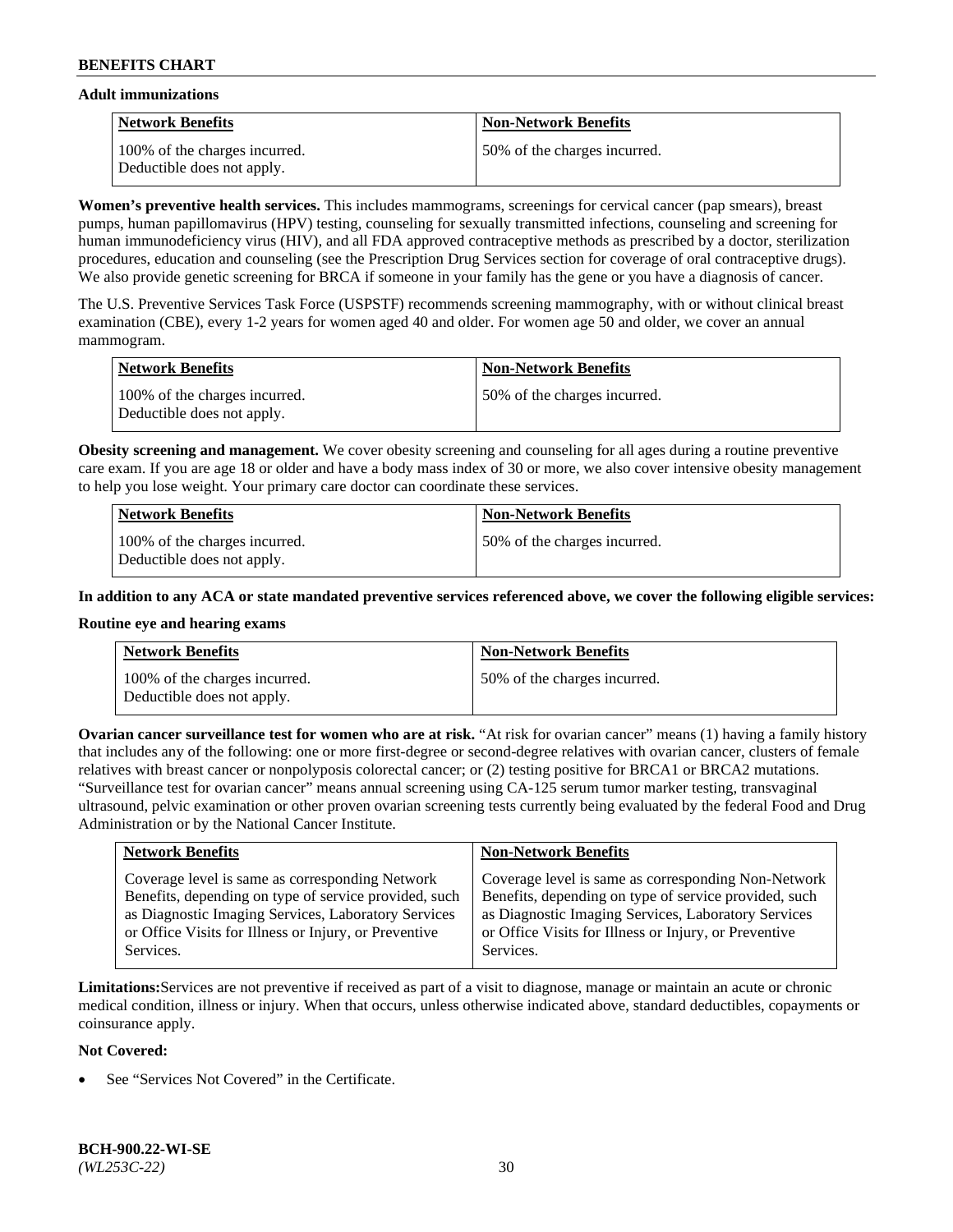**Adult immunizations**

| Network Benefits | Non-Network Benefits |
|---|---|
| 100% of the charges incurred. Deductible does not apply. | 50% of the charges incurred. |

**Women's preventive health services.** This includes mammograms, screenings for cervical cancer (pap smears), breast pumps, human papillomavirus (HPV) testing, counseling for sexually transmitted infections, counseling and screening for human immunodeficiency virus (HIV), and all FDA approved contraceptive methods as prescribed by a doctor, sterilization procedures, education and counseling (see the Prescription Drug Services section for coverage of oral contraceptive drugs). We also provide genetic screening for BRCA if someone in your family has the gene or you have a diagnosis of cancer.

The U.S. Preventive Services Task Force (USPSTF) recommends screening mammography, with or without clinical breast examination (CBE), every 1-2 years for women aged 40 and older. For women age 50 and older, we cover an annual mammogram.

| Network Benefits | Non-Network Benefits |
|---|---|
| 100% of the charges incurred. Deductible does not apply. | 50% of the charges incurred. |

**Obesity screening and management.** We cover obesity screening and counseling for all ages during a routine preventive care exam. If you are age 18 or older and have a body mass index of 30 or more, we also cover intensive obesity management to help you lose weight. Your primary care doctor can coordinate these services.

| Network Benefits | Non-Network Benefits |
|---|---|
| 100% of the charges incurred. Deductible does not apply. | 50% of the charges incurred. |

**In addition to any ACA or state mandated preventive services referenced above, we cover the following eligible services:**

**Routine eye and hearing exams**

| Network Benefits | Non-Network Benefits |
|---|---|
| 100% of the charges incurred. Deductible does not apply. | 50% of the charges incurred. |

**Ovarian cancer surveillance test for women who are at risk.** "At risk for ovarian cancer" means (1) having a family history that includes any of the following: one or more first-degree or second-degree relatives with ovarian cancer, clusters of female relatives with breast cancer or nonpolyposis colorectal cancer; or (2) testing positive for BRCA1 or BRCA2 mutations. "Surveillance test for ovarian cancer" means annual screening using CA-125 serum tumor marker testing, transvaginal ultrasound, pelvic examination or other proven ovarian screening tests currently being evaluated by the federal Food and Drug Administration or by the National Cancer Institute.

| Network Benefits | Non-Network Benefits |
|---|---|
| Coverage level is same as corresponding Network Benefits, depending on type of service provided, such as Diagnostic Imaging Services, Laboratory Services or Office Visits for Illness or Injury, or Preventive Services. | Coverage level is same as corresponding Non-Network Benefits, depending on type of service provided, such as Diagnostic Imaging Services, Laboratory Services or Office Visits for Illness or Injury, or Preventive Services. |

**Limitations:** Services are not preventive if received as part of a visit to diagnose, manage or maintain an acute or chronic medical condition, illness or injury. When that occurs, unless otherwise indicated above, standard deductibles, copayments or coinsurance apply.

**Not Covered:**

- See "Services Not Covered" in the Certificate.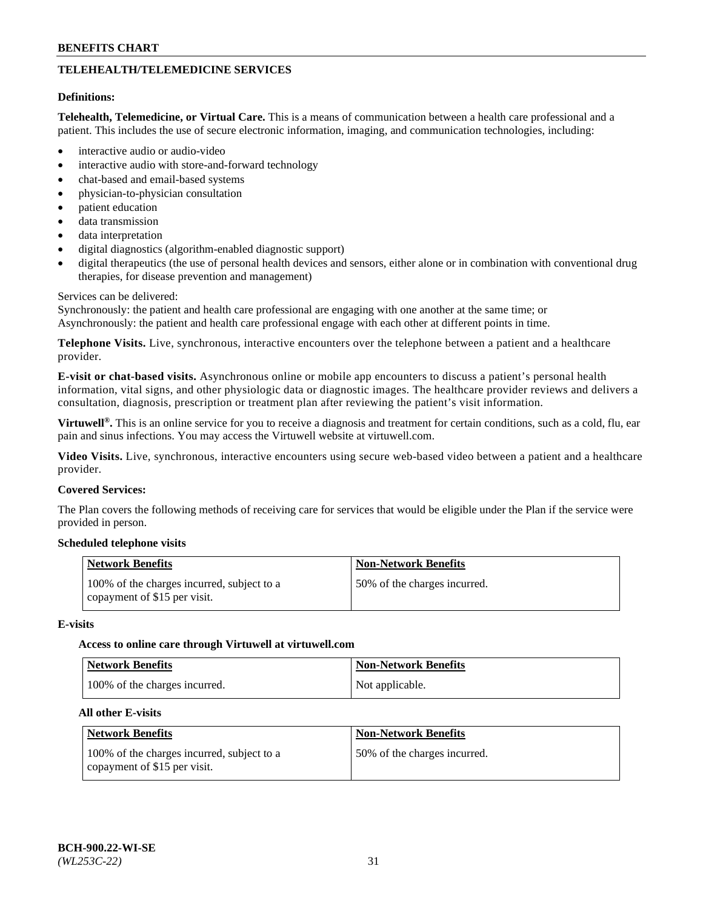## TELEHEALTH/TELEMEDICINE SERVICES

**Definitions:**

**Telehealth, Telemedicine, or Virtual Care.** This is a means of communication between a health care professional and a patient. This includes the use of secure electronic information, imaging, and communication technologies, including:

- interactive audio or audio-video
- interactive audio with store-and-forward technology
- chat-based and email-based systems
- physician-to-physician consultation
- patient education
- data transmission
- data interpretation
- digital diagnostics (algorithm-enabled diagnostic support)
- digital therapeutics (the use of personal health devices and sensors, either alone or in combination with conventional drug therapies, for disease prevention and management)

Services can be delivered:
Synchronously: the patient and health care professional are engaging with one another at the same time; or
Asynchronously: the patient and health care professional engage with each other at different points in time.

**Telephone Visits.** Live, synchronous, interactive encounters over the telephone between a patient and a healthcare provider.

**E-visit or chat-based visits.** Asynchronous online or mobile app encounters to discuss a patient's personal health information, vital signs, and other physiologic data or diagnostic images. The healthcare provider reviews and delivers a consultation, diagnosis, prescription or treatment plan after reviewing the patient's visit information.

**Virtuwell®.** This is an online service for you to receive a diagnosis and treatment for certain conditions, such as a cold, flu, ear pain and sinus infections. You may access the Virtuwell website at virtuwell.com.

**Video Visits.** Live, synchronous, interactive encounters using secure web-based video between a patient and a healthcare provider.

**Covered Services:**

The Plan covers the following methods of receiving care for services that would be eligible under the Plan if the service were provided in person.

**Scheduled telephone visits**

| Network Benefits | Non-Network Benefits |
|---|---|
| 100% of the charges incurred, subject to a copayment of $15 per visit. | 50% of the charges incurred. |

**E-visits**

**Access to online care through Virtuwell at virtuwell.com**

| Network Benefits | Non-Network Benefits |
|---|---|
| 100% of the charges incurred. | Not applicable. |

**All other E-visits**

| Network Benefits | Non-Network Benefits |
|---|---|
| 100% of the charges incurred, subject to a copayment of $15 per visit. | 50% of the charges incurred. |

BCH-900.22-WI-SE
*(WL253C-22)*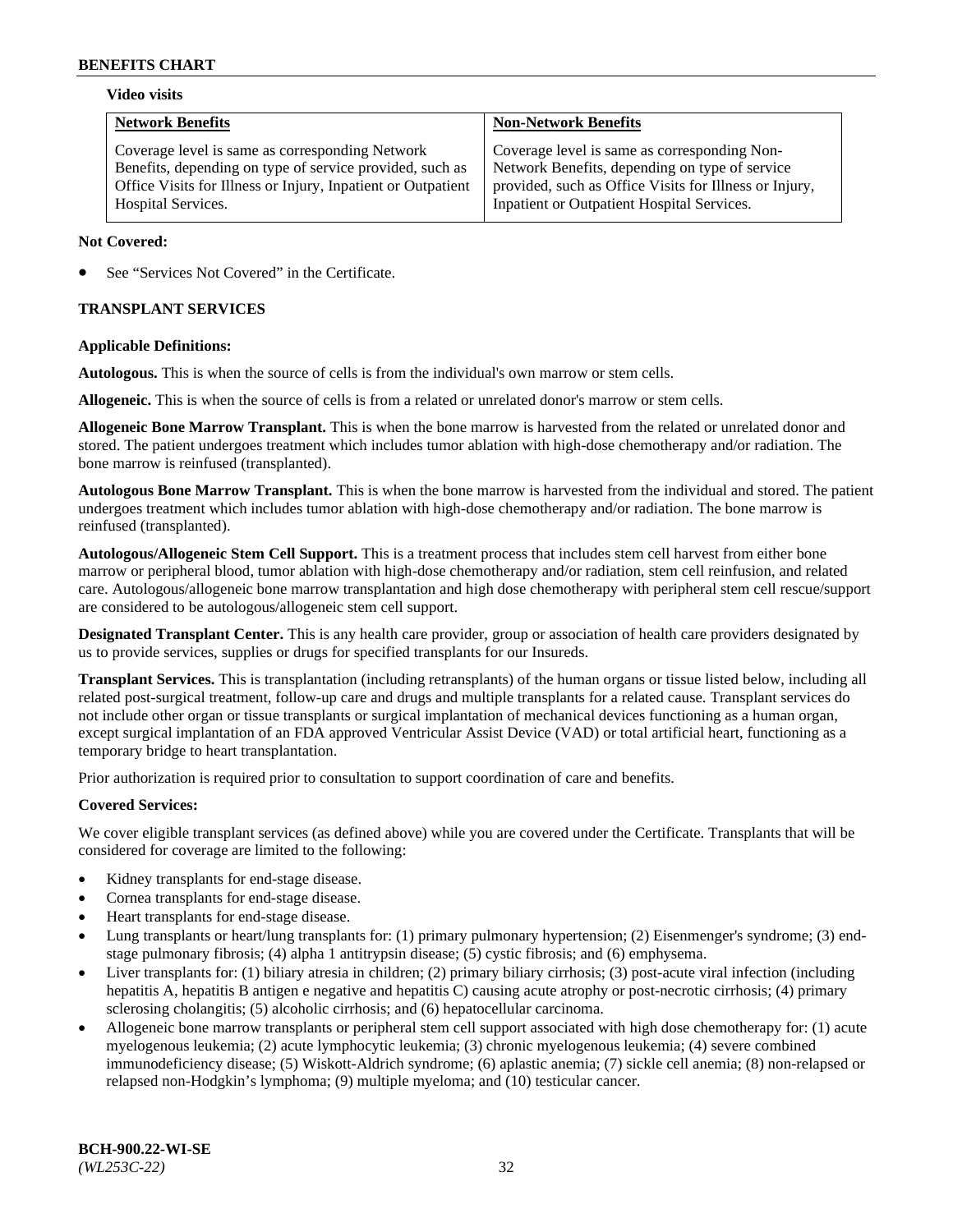**Video visits**

| Network Benefits | Non-Network Benefits |
| --- | --- |
| Coverage level is same as corresponding Network Benefits, depending on type of service provided, such as Office Visits for Illness or Injury, Inpatient or Outpatient Hospital Services. | Coverage level is same as corresponding Non-Network Benefits, depending on type of service provided, such as Office Visits for Illness or Injury, Inpatient or Outpatient Hospital Services. |

**Not Covered:**

- See "Services Not Covered" in the Certificate.

### TRANSPLANT SERVICES

**Applicable Definitions:**

**Autologous.** This is when the source of cells is from the individual's own marrow or stem cells.

**Allogeneic.** This is when the source of cells is from a related or unrelated donor's marrow or stem cells.

**Allogeneic Bone Marrow Transplant.** This is when the bone marrow is harvested from the related or unrelated donor and stored. The patient undergoes treatment which includes tumor ablation with high-dose chemotherapy and/or radiation. The bone marrow is reinfused (transplanted).

**Autologous Bone Marrow Transplant.** This is when the bone marrow is harvested from the individual and stored. The patient undergoes treatment which includes tumor ablation with high-dose chemotherapy and/or radiation. The bone marrow is reinfused (transplanted).

**Autologous/Allogeneic Stem Cell Support.** This is a treatment process that includes stem cell harvest from either bone marrow or peripheral blood, tumor ablation with high-dose chemotherapy and/or radiation, stem cell reinfusion, and related care. Autologous/allogeneic bone marrow transplantation and high dose chemotherapy with peripheral stem cell rescue/support are considered to be autologous/allogeneic stem cell support.

**Designated Transplant Center.** This is any health care provider, group or association of health care providers designated by us to provide services, supplies or drugs for specified transplants for our Insureds.

**Transplant Services.** This is transplantation (including retransplants) of the human organs or tissue listed below, including all related post-surgical treatment, follow-up care and drugs and multiple transplants for a related cause. Transplant services do not include other organ or tissue transplants or surgical implantation of mechanical devices functioning as a human organ, except surgical implantation of an FDA approved Ventricular Assist Device (VAD) or total artificial heart, functioning as a temporary bridge to heart transplantation.

Prior authorization is required prior to consultation to support coordination of care and benefits.

**Covered Services:**

We cover eligible transplant services (as defined above) while you are covered under the Certificate. Transplants that will be considered for coverage are limited to the following:

- Kidney transplants for end-stage disease.
- Cornea transplants for end-stage disease.
- Heart transplants for end-stage disease.
- Lung transplants or heart/lung transplants for: (1) primary pulmonary hypertension; (2) Eisenmenger's syndrome; (3) end-stage pulmonary fibrosis; (4) alpha 1 antitrypsin disease; (5) cystic fibrosis; and (6) emphysema.
- Liver transplants for: (1) biliary atresia in children; (2) primary biliary cirrhosis; (3) post-acute viral infection (including hepatitis A, hepatitis B antigen e negative and hepatitis C) causing acute atrophy or post-necrotic cirrhosis; (4) primary sclerosing cholangitis; (5) alcoholic cirrhosis; and (6) hepatocellular carcinoma.
- Allogeneic bone marrow transplants or peripheral stem cell support associated with high dose chemotherapy for: (1) acute myelogenous leukemia; (2) acute lymphocytic leukemia; (3) chronic myelogenous leukemia; (4) severe combined immunodeficiency disease; (5) Wiskott-Aldrich syndrome; (6) aplastic anemia; (7) sickle cell anemia; (8) non-relapsed or relapsed non-Hodgkin's lymphoma; (9) multiple myeloma; and (10) testicular cancer.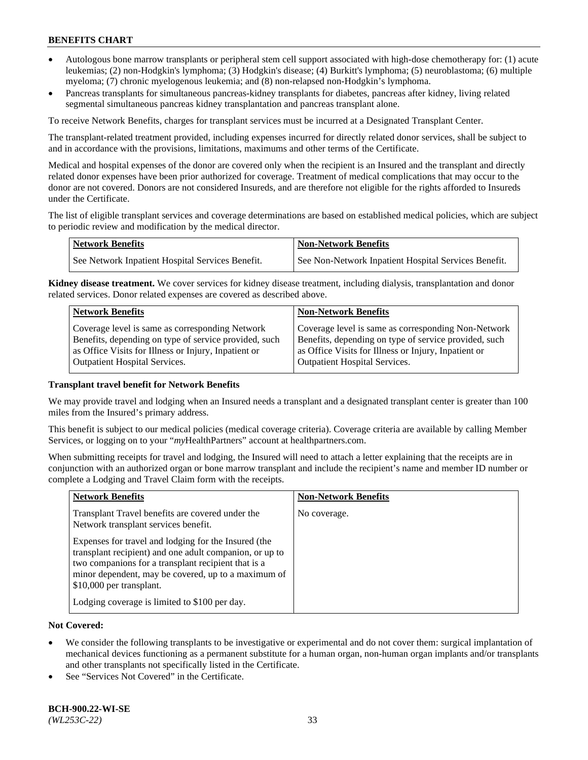- Autologous bone marrow transplants or peripheral stem cell support associated with high-dose chemotherapy for: (1) acute leukemias; (2) non-Hodgkin's lymphoma; (3) Hodgkin's disease; (4) Burkitt's lymphoma; (5) neuroblastoma; (6) multiple myeloma; (7) chronic myelogenous leukemia; and (8) non-relapsed non-Hodgkin's lymphoma.
- Pancreas transplants for simultaneous pancreas-kidney transplants for diabetes, pancreas after kidney, living related segmental simultaneous pancreas kidney transplantation and pancreas transplant alone.

To receive Network Benefits, charges for transplant services must be incurred at a Designated Transplant Center.

The transplant-related treatment provided, including expenses incurred for directly related donor services, shall be subject to and in accordance with the provisions, limitations, maximums and other terms of the Certificate.

Medical and hospital expenses of the donor are covered only when the recipient is an Insured and the transplant and directly related donor expenses have been prior authorized for coverage. Treatment of medical complications that may occur to the donor are not covered. Donors are not considered Insureds, and are therefore not eligible for the rights afforded to Insureds under the Certificate.

The list of eligible transplant services and coverage determinations are based on established medical policies, which are subject to periodic review and modification by the medical director.

| Network Benefits | Non-Network Benefits |
|---|---|
| See Network Inpatient Hospital Services Benefit. | See Non-Network Inpatient Hospital Services Benefit. |

**Kidney disease treatment.** We cover services for kidney disease treatment, including dialysis, transplantation and donor related services. Donor related expenses are covered as described above.

| Network Benefits | Non-Network Benefits |
|---|---|
| Coverage level is same as corresponding Network Benefits, depending on type of service provided, such as Office Visits for Illness or Injury, Inpatient or Outpatient Hospital Services. | Coverage level is same as corresponding Non-Network Benefits, depending on type of service provided, such as Office Visits for Illness or Injury, Inpatient or Outpatient Hospital Services. |

**Transplant travel benefit for Network Benefits**

We may provide travel and lodging when an Insured needs a transplant and a designated transplant center is greater than 100 miles from the Insured's primary address.

This benefit is subject to our medical policies (medical coverage criteria). Coverage criteria are available by calling Member Services, or logging on to your "*my*HealthPartners" account at healthpartners.com.

When submitting receipts for travel and lodging, the Insured will need to attach a letter explaining that the receipts are in conjunction with an authorized organ or bone marrow transplant and include the recipient's name and member ID number or complete a Lodging and Travel Claim form with the receipts.

| Network Benefits | Non-Network Benefits |
|---|---|
| Transplant Travel benefits are covered under the Network transplant services benefit.<br><br>Expenses for travel and lodging for the Insured (the transplant recipient) and one adult companion, or up to two companions for a transplant recipient that is a minor dependent, may be covered, up to a maximum of $10,000 per transplant.<br><br>Lodging coverage is limited to $100 per day. | No coverage. |

**Not Covered:**

- We consider the following transplants to be investigative or experimental and do not cover them: surgical implantation of mechanical devices functioning as a permanent substitute for a human organ, non-human organ implants and/or transplants and other transplants not specifically listed in the Certificate.
- See "Services Not Covered" in the Certificate.